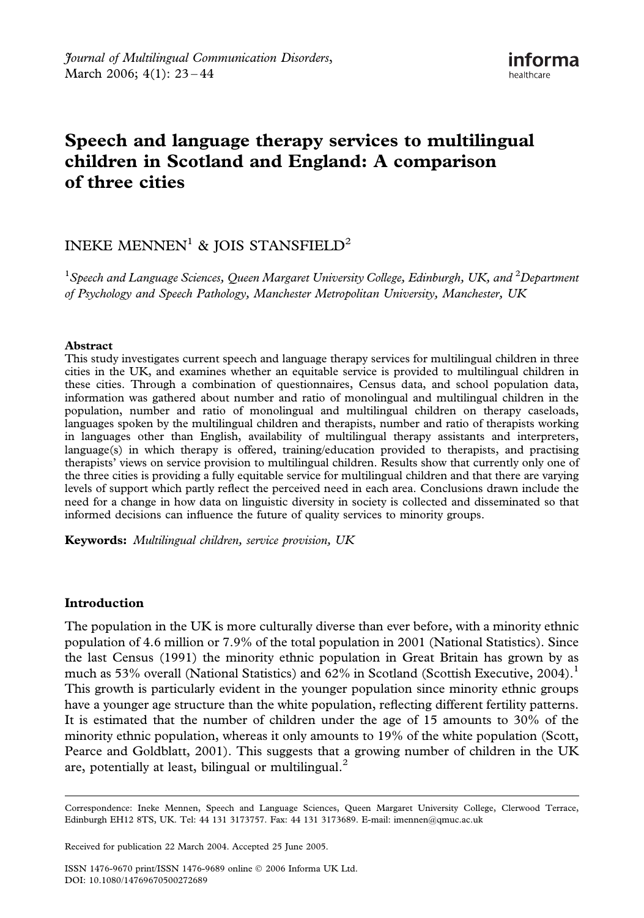# Speech and language therapy services to multilingual children in Scotland and England: A comparison of three cities

INEKE MENNEN[1] & JOIS STANSFIELD[2]

[1]*Speech and Language Sciences, Queen Margaret University College, Edinburgh, UK, and* [2]*Department of Psychology and Speech Pathology, Manchester Metropolitan University, Manchester, UK*

### Abstract

This study investigates current speech and language therapy services for multilingual children in three cities in the UK, and examines whether an equitable service is provided to multilingual children in these cities. Through a combination of questionnaires, Census data, and school population data, information was gathered about number and ratio of monolingual and multilingual children in the population, number and ratio of monolingual and multilingual children on therapy caseloads, languages spoken by the multilingual children and therapists, number and ratio of therapists working in languages other than English, availability of multilingual therapy assistants and interpreters, language(s) in which therapy is offered, training/education provided to therapists, and practising therapists' views on service provision to multilingual children. Results show that currently only one of the three cities is providing a fully equitable service for multilingual children and that there are varying levels of support which partly reflect the perceived need in each area. Conclusions drawn include the need for a change in how data on linguistic diversity in society is collected and disseminated so that informed decisions can influence the future of quality services to minority groups.

**Keywords:** *Multilingual children, service provision, UK*

## Introduction

The population in the UK is more culturally diverse than ever before, with a minority ethnic population of 4.6 million or 7.9% of the total population in 2001 (National Statistics). Since the last Census (1991) the minority ethnic population in Great Britain has grown by as much as 53% overall (National Statistics) and 62% in Scotland (Scottish Executive, 2004).[1] This growth is particularly evident in the younger population since minority ethnic groups have a younger age structure than the white population, reflecting different fertility patterns. It is estimated that the number of children under the age of 15 amounts to 30% of the minority ethnic population, whereas it only amounts to 19% of the white population (Scott, Pearce and Goldblatt, 2001). This suggests that a growing number of children in the UK are, potentially at least, bilingual or multilingual.[2]

---

Correspondence: Ineke Mennen, Speech and Language Sciences, Queen Margaret University College, Clerwood Terrace, Edinburgh EH12 8TS, UK. Tel: 44 131 3173757. Fax: 44 131 3173689. E-mail: imennen@qmuc.ac.uk

Received for publication 22 March 2004. Accepted 25 June 2005.

ISSN 1476-9670 print/ISSN 1476-9689 online © 2006 Informa UK Ltd.
DOI: 10.1080/14769670500272689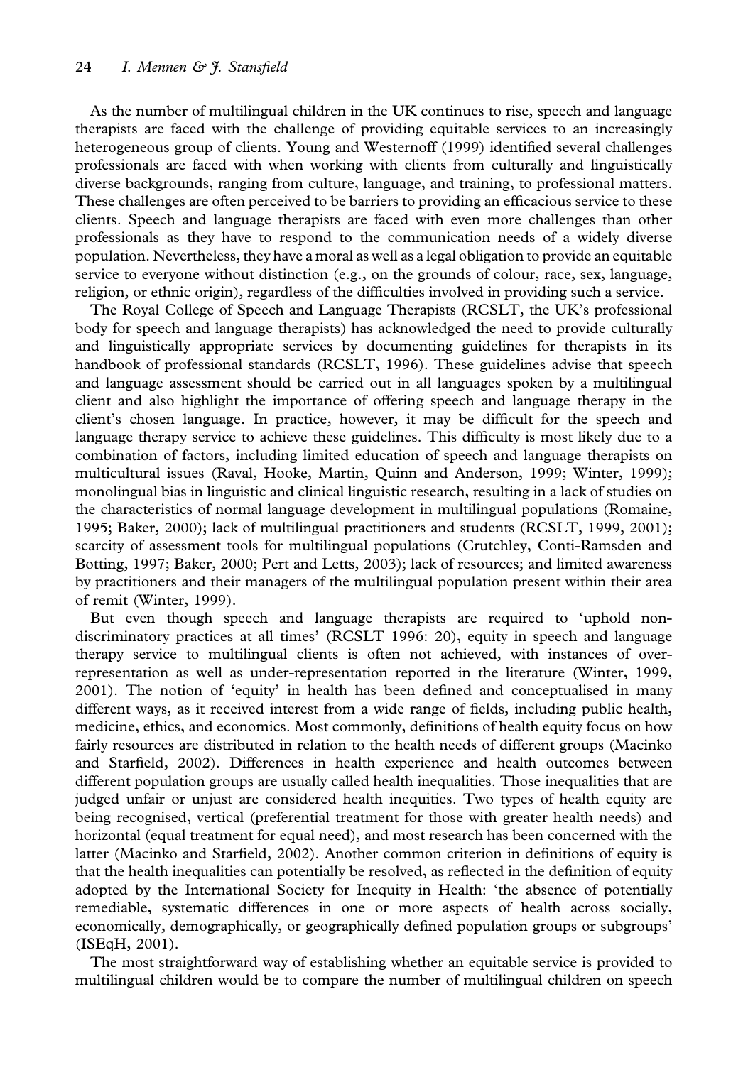As the number of multilingual children in the UK continues to rise, speech and language therapists are faced with the challenge of providing equitable services to an increasingly heterogeneous group of clients. Young and Westernoff (1999) identified several challenges professionals are faced with when working with clients from culturally and linguistically diverse backgrounds, ranging from culture, language, and training, to professional matters. These challenges are often perceived to be barriers to providing an efficacious service to these clients. Speech and language therapists are faced with even more challenges than other professionals as they have to respond to the communication needs of a widely diverse population. Nevertheless, they have a moral as well as a legal obligation to provide an equitable service to everyone without distinction (e.g., on the grounds of colour, race, sex, language, religion, or ethnic origin), regardless of the difficulties involved in providing such a service.

The Royal College of Speech and Language Therapists (RCSLT, the UK's professional body for speech and language therapists) has acknowledged the need to provide culturally and linguistically appropriate services by documenting guidelines for therapists in its handbook of professional standards (RCSLT, 1996). These guidelines advise that speech and language assessment should be carried out in all languages spoken by a multilingual client and also highlight the importance of offering speech and language therapy in the client's chosen language. In practice, however, it may be difficult for the speech and language therapy service to achieve these guidelines. This difficulty is most likely due to a combination of factors, including limited education of speech and language therapists on multicultural issues (Raval, Hooke, Martin, Quinn and Anderson, 1999; Winter, 1999); monolingual bias in linguistic and clinical linguistic research, resulting in a lack of studies on the characteristics of normal language development in multilingual populations (Romaine, 1995; Baker, 2000); lack of multilingual practitioners and students (RCSLT, 1999, 2001); scarcity of assessment tools for multilingual populations (Crutchley, Conti-Ramsden and Botting, 1997; Baker, 2000; Pert and Letts, 2003); lack of resources; and limited awareness by practitioners and their managers of the multilingual population present within their area of remit (Winter, 1999).

But even though speech and language therapists are required to 'uphold non-discriminatory practices at all times' (RCSLT 1996: 20), equity in speech and language therapy service to multilingual clients is often not achieved, with instances of over-representation as well as under-representation reported in the literature (Winter, 1999, 2001). The notion of 'equity' in health has been defined and conceptualised in many different ways, as it received interest from a wide range of fields, including public health, medicine, ethics, and economics. Most commonly, definitions of health equity focus on how fairly resources are distributed in relation to the health needs of different groups (Macinko and Starfield, 2002). Differences in health experience and health outcomes between different population groups are usually called health inequalities. Those inequalities that are judged unfair or unjust are considered health inequities. Two types of health equity are being recognised, vertical (preferential treatment for those with greater health needs) and horizontal (equal treatment for equal need), and most research has been concerned with the latter (Macinko and Starfield, 2002). Another common criterion in definitions of equity is that the health inequalities can potentially be resolved, as reflected in the definition of equity adopted by the International Society for Inequity in Health: 'the absence of potentially remediable, systematic differences in one or more aspects of health across socially, economically, demographically, or geographically defined population groups or subgroups' (ISEqH, 2001).

The most straightforward way of establishing whether an equitable service is provided to multilingual children would be to compare the number of multilingual children on speech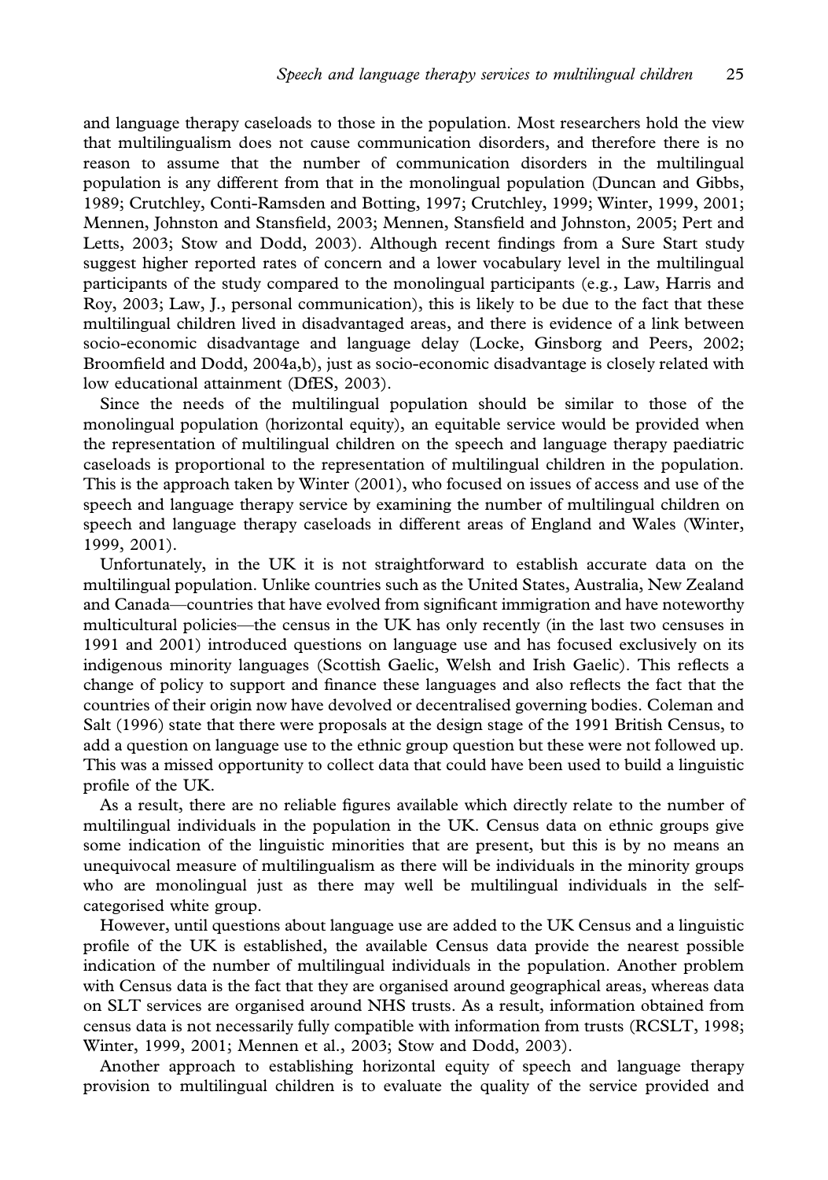and language therapy caseloads to those in the population. Most researchers hold the view that multilingualism does not cause communication disorders, and therefore there is no reason to assume that the number of communication disorders in the multilingual population is any different from that in the monolingual population (Duncan and Gibbs, 1989; Crutchley, Conti-Ramsden and Botting, 1997; Crutchley, 1999; Winter, 1999, 2001; Mennen, Johnston and Stansfield, 2003; Mennen, Stansfield and Johnston, 2005; Pert and Letts, 2003; Stow and Dodd, 2003). Although recent findings from a Sure Start study suggest higher reported rates of concern and a lower vocabulary level in the multilingual participants of the study compared to the monolingual participants (e.g., Law, Harris and Roy, 2003; Law, J., personal communication), this is likely to be due to the fact that these multilingual children lived in disadvantaged areas, and there is evidence of a link between socio-economic disadvantage and language delay (Locke, Ginsborg and Peers, 2002; Broomfield and Dodd, 2004a,b), just as socio-economic disadvantage is closely related with low educational attainment (DfES, 2003).

Since the needs of the multilingual population should be similar to those of the monolingual population (horizontal equity), an equitable service would be provided when the representation of multilingual children on the speech and language therapy paediatric caseloads is proportional to the representation of multilingual children in the population. This is the approach taken by Winter (2001), who focused on issues of access and use of the speech and language therapy service by examining the number of multilingual children on speech and language therapy caseloads in different areas of England and Wales (Winter, 1999, 2001).

Unfortunately, in the UK it is not straightforward to establish accurate data on the multilingual population. Unlike countries such as the United States, Australia, New Zealand and Canada—countries that have evolved from significant immigration and have noteworthy multicultural policies—the census in the UK has only recently (in the last two censuses in 1991 and 2001) introduced questions on language use and has focused exclusively on its indigenous minority languages (Scottish Gaelic, Welsh and Irish Gaelic). This reflects a change of policy to support and finance these languages and also reflects the fact that the countries of their origin now have devolved or decentralised governing bodies. Coleman and Salt (1996) state that there were proposals at the design stage of the 1991 British Census, to add a question on language use to the ethnic group question but these were not followed up. This was a missed opportunity to collect data that could have been used to build a linguistic profile of the UK.

As a result, there are no reliable figures available which directly relate to the number of multilingual individuals in the population in the UK. Census data on ethnic groups give some indication of the linguistic minorities that are present, but this is by no means an unequivocal measure of multilingualism as there will be individuals in the minority groups who are monolingual just as there may well be multilingual individuals in the self-categorised white group.

However, until questions about language use are added to the UK Census and a linguistic profile of the UK is established, the available Census data provide the nearest possible indication of the number of multilingual individuals in the population. Another problem with Census data is the fact that they are organised around geographical areas, whereas data on SLT services are organised around NHS trusts. As a result, information obtained from census data is not necessarily fully compatible with information from trusts (RCSLT, 1998; Winter, 1999, 2001; Mennen et al., 2003; Stow and Dodd, 2003).

Another approach to establishing horizontal equity of speech and language therapy provision to multilingual children is to evaluate the quality of the service provided and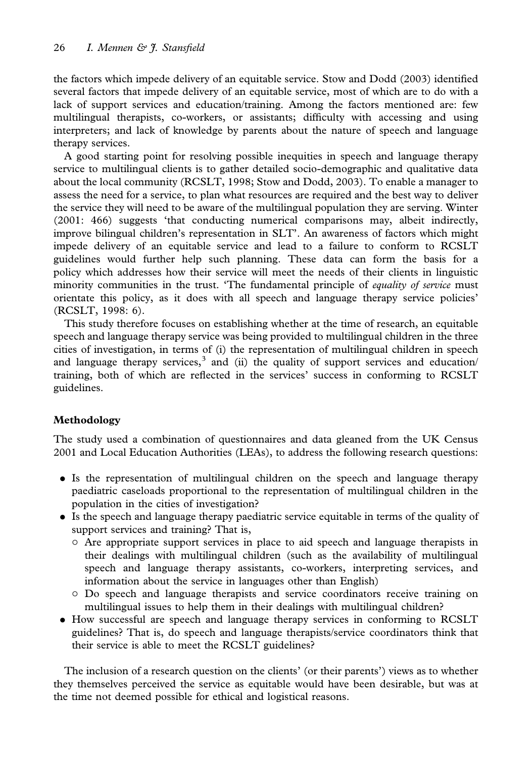the factors which impede delivery of an equitable service. Stow and Dodd (2003) identified several factors that impede delivery of an equitable service, most of which are to do with a lack of support services and education/training. Among the factors mentioned are: few multilingual therapists, co-workers, or assistants; difficulty with accessing and using interpreters; and lack of knowledge by parents about the nature of speech and language therapy services.

A good starting point for resolving possible inequities in speech and language therapy service to multilingual clients is to gather detailed socio-demographic and qualitative data about the local community (RCSLT, 1998; Stow and Dodd, 2003). To enable a manager to assess the need for a service, to plan what resources are required and the best way to deliver the service they will need to be aware of the multilingual population they are serving. Winter (2001: 466) suggests 'that conducting numerical comparisons may, albeit indirectly, improve bilingual children's representation in SLT'. An awareness of factors which might impede delivery of an equitable service and lead to a failure to conform to RCSLT guidelines would further help such planning. These data can form the basis for a policy which addresses how their service will meet the needs of their clients in linguistic minority communities in the trust. 'The fundamental principle of *equality of service* must orientate this policy, as it does with all speech and language therapy service policies' (RCSLT, 1998: 6).

This study therefore focuses on establishing whether at the time of research, an equitable speech and language therapy service was being provided to multilingual children in the three cities of investigation, in terms of (i) the representation of multilingual children in speech and language therapy services,[3] and (ii) the quality of support services and education/training, both of which are reflected in the services' success in conforming to RCSLT guidelines.

## Methodology

The study used a combination of questionnaires and data gleaned from the UK Census 2001 and Local Education Authorities (LEAs), to address the following research questions:

- Is the representation of multilingual children on the speech and language therapy paediatric caseloads proportional to the representation of multilingual children in the population in the cities of investigation?
- Is the speech and language therapy paediatric service equitable in terms of the quality of support services and training? That is,
  - Are appropriate support services in place to aid speech and language therapists in their dealings with multilingual children (such as the availability of multilingual speech and language therapy assistants, co-workers, interpreting services, and information about the service in languages other than English)
  - Do speech and language therapists and service coordinators receive training on multilingual issues to help them in their dealings with multilingual children?
- How successful are speech and language therapy services in conforming to RCSLT guidelines? That is, do speech and language therapists/service coordinators think that their service is able to meet the RCSLT guidelines?

The inclusion of a research question on the clients' (or their parents') views as to whether they themselves perceived the service as equitable would have been desirable, but was at the time not deemed possible for ethical and logistical reasons.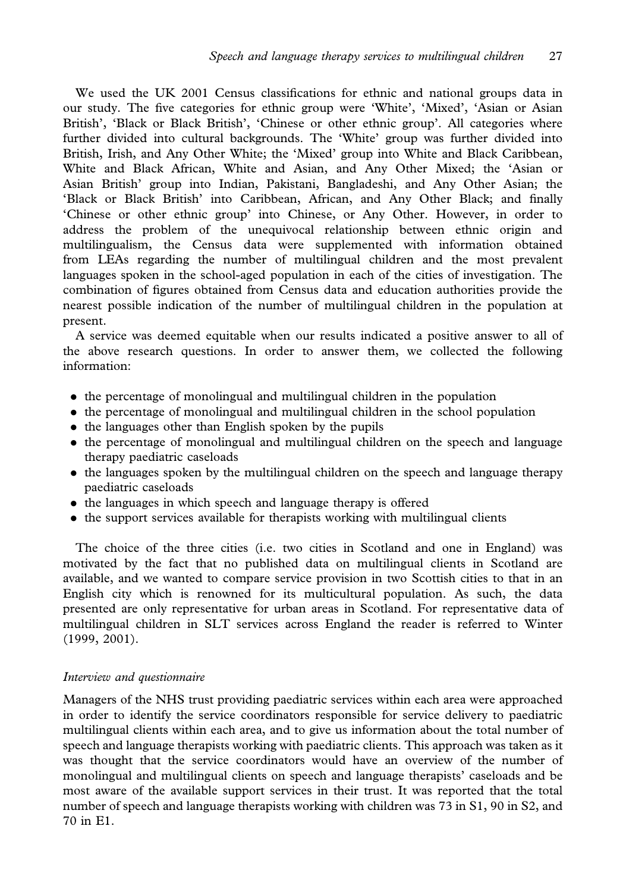We used the UK 2001 Census classifications for ethnic and national groups data in our study. The five categories for ethnic group were 'White', 'Mixed', 'Asian or Asian British', 'Black or Black British', 'Chinese or other ethnic group'. All categories where further divided into cultural backgrounds. The 'White' group was further divided into British, Irish, and Any Other White; the 'Mixed' group into White and Black Caribbean, White and Black African, White and Asian, and Any Other Mixed; the 'Asian or Asian British' group into Indian, Pakistani, Bangladeshi, and Any Other Asian; the 'Black or Black British' into Caribbean, African, and Any Other Black; and finally 'Chinese or other ethnic group' into Chinese, or Any Other. However, in order to address the problem of the unequivocal relationship between ethnic origin and multilingualism, the Census data were supplemented with information obtained from LEAs regarding the number of multilingual children and the most prevalent languages spoken in the school-aged population in each of the cities of investigation. The combination of figures obtained from Census data and education authorities provide the nearest possible indication of the number of multilingual children in the population at present.

A service was deemed equitable when our results indicated a positive answer to all of the above research questions. In order to answer them, we collected the following information:

- the percentage of monolingual and multilingual children in the population
- the percentage of monolingual and multilingual children in the school population
- the languages other than English spoken by the pupils
- the percentage of monolingual and multilingual children on the speech and language therapy paediatric caseloads
- the languages spoken by the multilingual children on the speech and language therapy paediatric caseloads
- the languages in which speech and language therapy is offered
- the support services available for therapists working with multilingual clients

The choice of the three cities (i.e. two cities in Scotland and one in England) was motivated by the fact that no published data on multilingual clients in Scotland are available, and we wanted to compare service provision in two Scottish cities to that in an English city which is renowned for its multicultural population. As such, the data presented are only representative for urban areas in Scotland. For representative data of multilingual children in SLT services across England the reader is referred to Winter (1999, 2001).

### *Interview and questionnaire*

Managers of the NHS trust providing paediatric services within each area were approached in order to identify the service coordinators responsible for service delivery to paediatric multilingual clients within each area, and to give us information about the total number of speech and language therapists working with paediatric clients. This approach was taken as it was thought that the service coordinators would have an overview of the number of monolingual and multilingual clients on speech and language therapists' caseloads and be most aware of the available support services in their trust. It was reported that the total number of speech and language therapists working with children was 73 in S1, 90 in S2, and 70 in E1.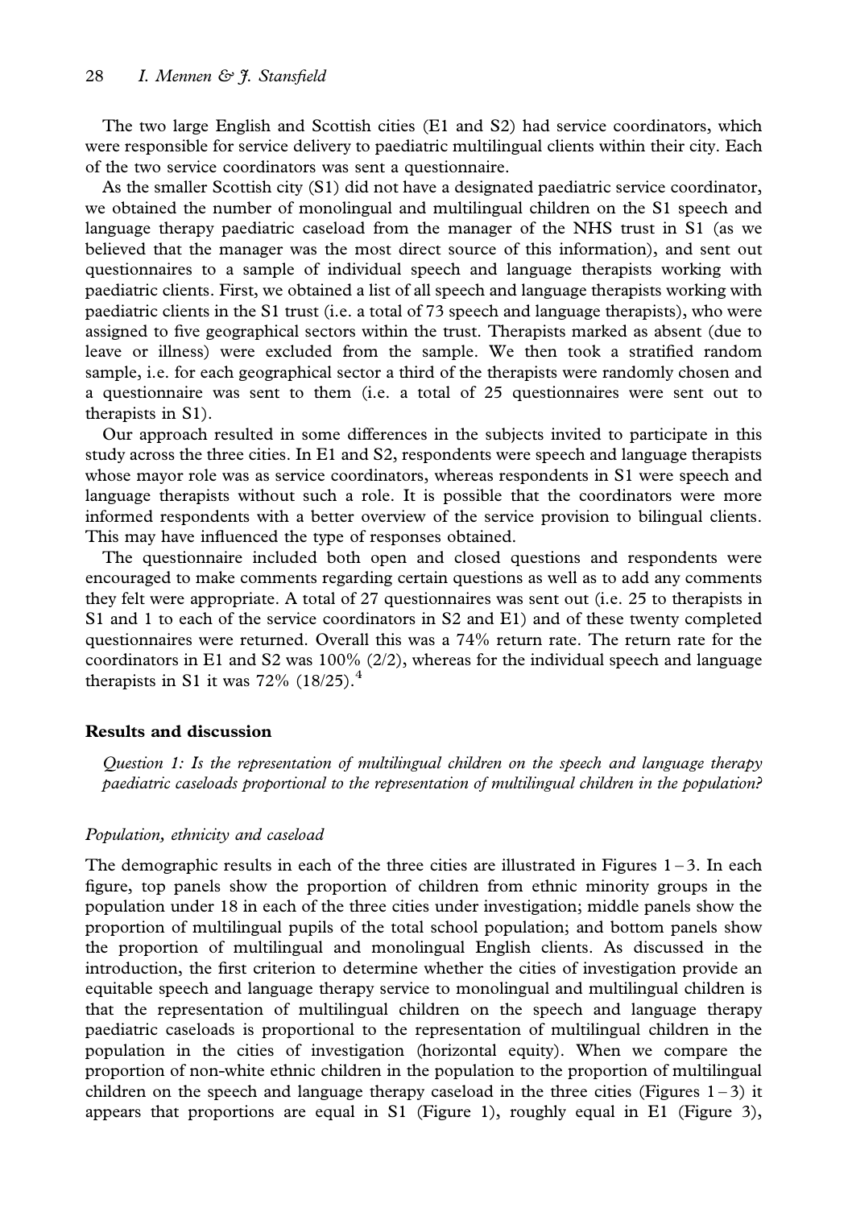The two large English and Scottish cities (E1 and S2) had service coordinators, which were responsible for service delivery to paediatric multilingual clients within their city. Each of the two service coordinators was sent a questionnaire.

As the smaller Scottish city (S1) did not have a designated paediatric service coordinator, we obtained the number of monolingual and multilingual children on the S1 speech and language therapy paediatric caseload from the manager of the NHS trust in S1 (as we believed that the manager was the most direct source of this information), and sent out questionnaires to a sample of individual speech and language therapists working with paediatric clients. First, we obtained a list of all speech and language therapists working with paediatric clients in the S1 trust (i.e. a total of 73 speech and language therapists), who were assigned to five geographical sectors within the trust. Therapists marked as absent (due to leave or illness) were excluded from the sample. We then took a stratified random sample, i.e. for each geographical sector a third of the therapists were randomly chosen and a questionnaire was sent to them (i.e. a total of 25 questionnaires were sent out to therapists in S1).

Our approach resulted in some differences in the subjects invited to participate in this study across the three cities. In E1 and S2, respondents were speech and language therapists whose mayor role was as service coordinators, whereas respondents in S1 were speech and language therapists without such a role. It is possible that the coordinators were more informed respondents with a better overview of the service provision to bilingual clients. This may have influenced the type of responses obtained.

The questionnaire included both open and closed questions and respondents were encouraged to make comments regarding certain questions as well as to add any comments they felt were appropriate. A total of 27 questionnaires was sent out (i.e. 25 to therapists in S1 and 1 to each of the service coordinators in S2 and E1) and of these twenty completed questionnaires were returned. Overall this was a 74% return rate. The return rate for the coordinators in E1 and S2 was 100% (2/2), whereas for the individual speech and language therapists in S1 it was 72% (18/25).[4]

### Results and discussion

*Question 1: Is the representation of multilingual children on the speech and language therapy paediatric caseloads proportional to the representation of multilingual children in the population?*

#### *Population, ethnicity and caseload*

The demographic results in each of the three cities are illustrated in Figures 1 – 3. In each figure, top panels show the proportion of children from ethnic minority groups in the population under 18 in each of the three cities under investigation; middle panels show the proportion of multilingual pupils of the total school population; and bottom panels show the proportion of multilingual and monolingual English clients. As discussed in the introduction, the first criterion to determine whether the cities of investigation provide an equitable speech and language therapy service to monolingual and multilingual children is that the representation of multilingual children on the speech and language therapy paediatric caseloads is proportional to the representation of multilingual children in the population in the cities of investigation (horizontal equity). When we compare the proportion of non-white ethnic children in the population to the proportion of multilingual children on the speech and language therapy caseload in the three cities (Figures 1 – 3) it appears that proportions are equal in S1 (Figure 1), roughly equal in E1 (Figure 3),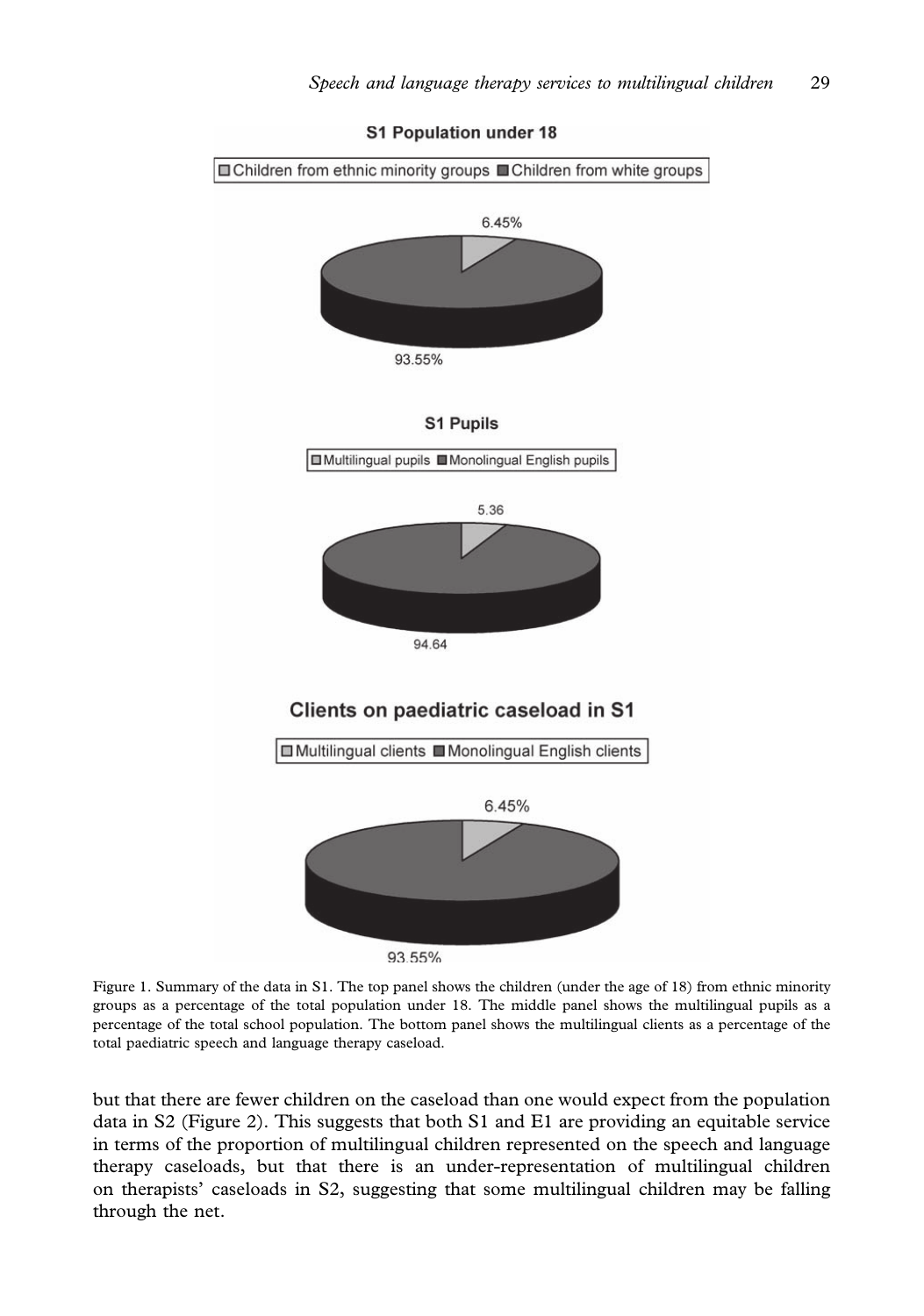S1 Population under 18

Children from ethnic minority groups | Children from white groups

6.45%

93.55%

S1 Pupils

Multilingual pupils | Monolingual English pupils

5.36

94.64

Clients on paediatric caseload in S1

Multilingual clients | Monolingual English clients

6.45%

93.55%

Figure 1. Summary of the data in S1. The top panel shows the children (under the age of 18) from ethnic minority groups as a percentage of the total population under 18. The middle panel shows the multilingual pupils as a percentage of the total school population. The bottom panel shows the multilingual clients as a percentage of the total paediatric speech and language therapy caseload.

but that there are fewer children on the caseload than one would expect from the population data in S2 (Figure 2). This suggests that both S1 and E1 are providing an equitable service in terms of the proportion of multilingual children represented on the speech and language therapy caseloads, but that there is an under-representation of multilingual children on therapists' caseloads in S2, suggesting that some multilingual children may be falling through the net.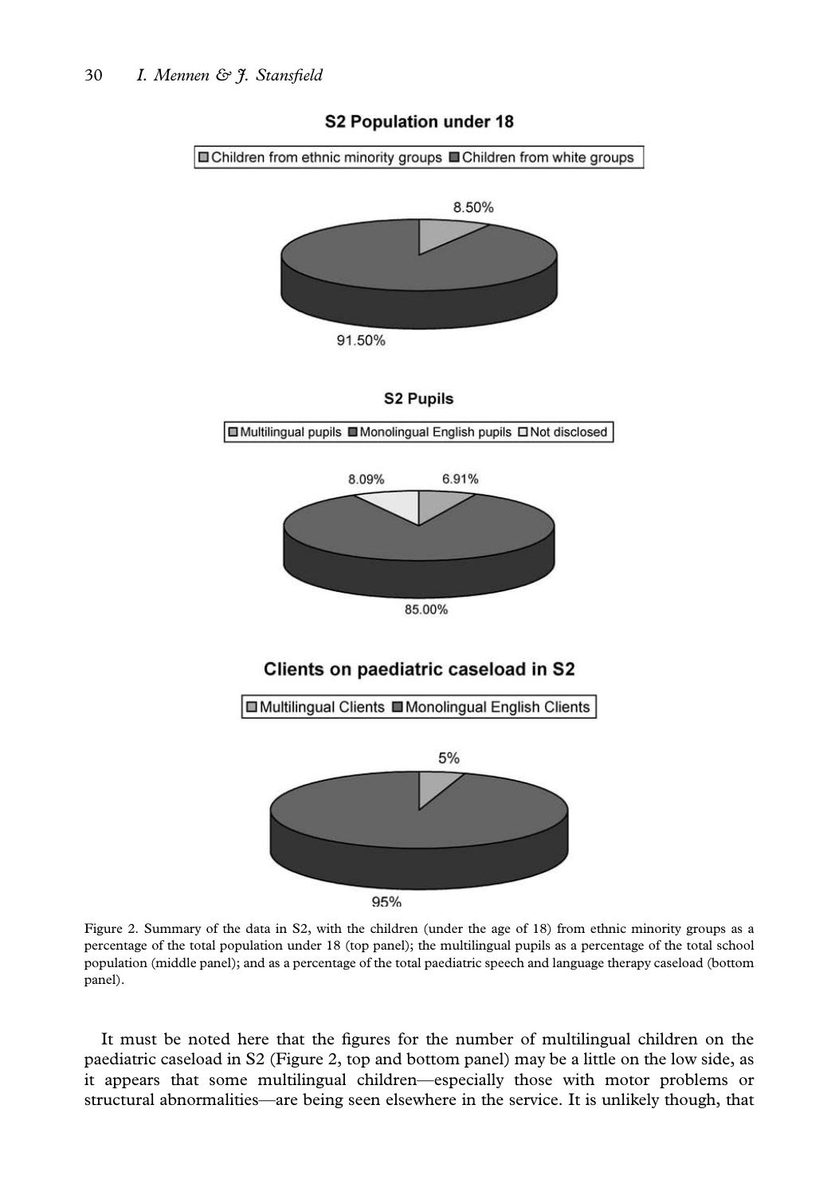Figure 2. Summary of the data in S2, with the children (under the age of 18) from ethnic minority groups as a percentage of the total population under 18 (top panel); the multilingual pupils as a percentage of the total school population (middle panel); and as a percentage of the total paediatric speech and language therapy caseload (bottom panel).

It must be noted here that the figures for the number of multilingual children on the paediatric caseload in S2 (Figure 2, top and bottom panel) may be a little on the low side, as it appears that some multilingual children—especially those with motor problems or structural abnormalities—are being seen elsewhere in the service. It is unlikely though, that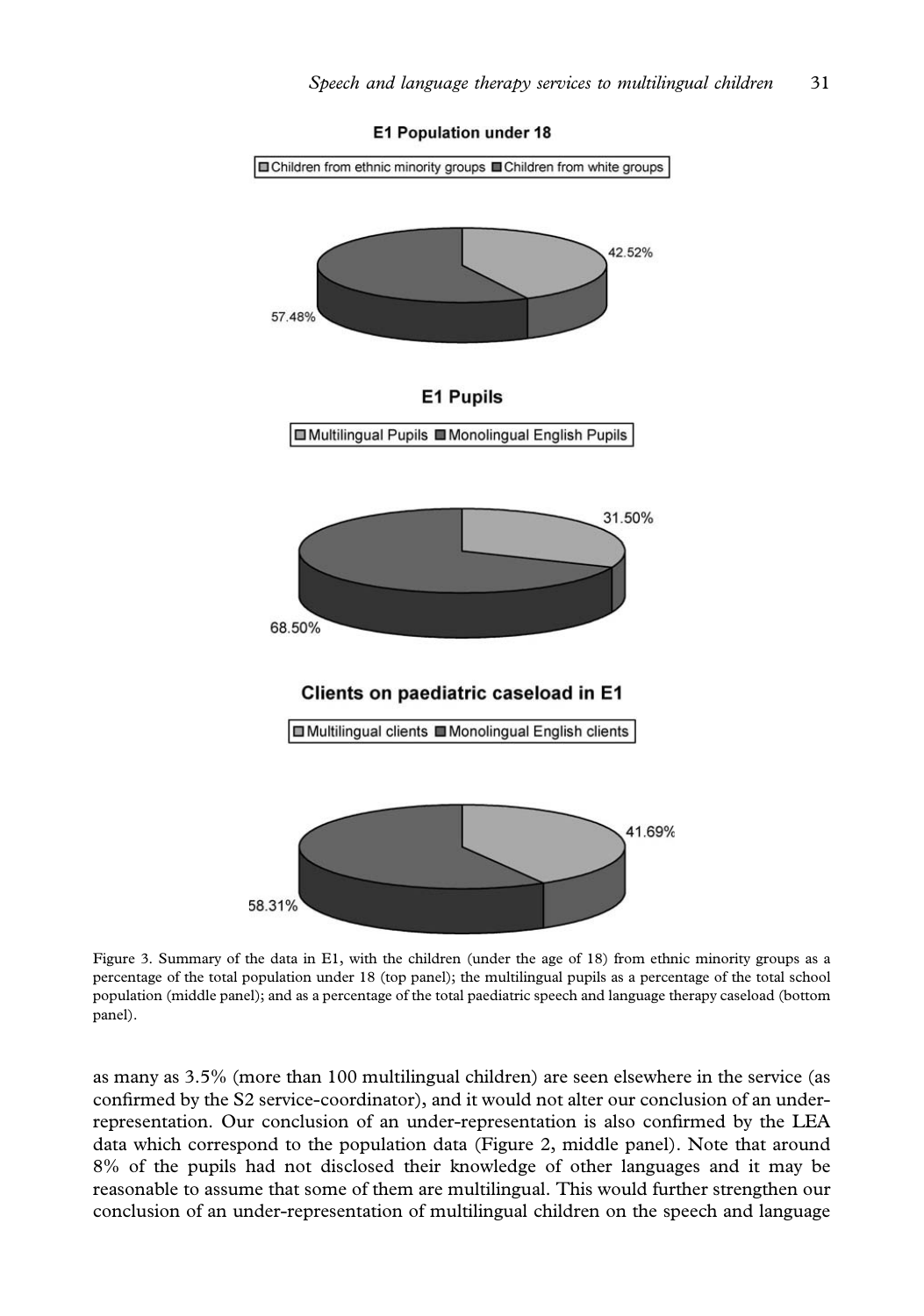Figure 3. Summary of the data in E1, with the children (under the age of 18) from ethnic minority groups as a percentage of the total population under 18 (top panel); the multilingual pupils as a percentage of the total school population (middle panel); and as a percentage of the total paediatric speech and language therapy caseload (bottom panel).

as many as 3.5% (more than 100 multilingual children) are seen elsewhere in the service (as confirmed by the S2 service-coordinator), and it would not alter our conclusion of an under-representation. Our conclusion of an under-representation is also confirmed by the LEA data which correspond to the population data (Figure 2, middle panel). Note that around 8% of the pupils had not disclosed their knowledge of other languages and it may be reasonable to assume that some of them are multilingual. This would further strengthen our conclusion of an under-representation of multilingual children on the speech and language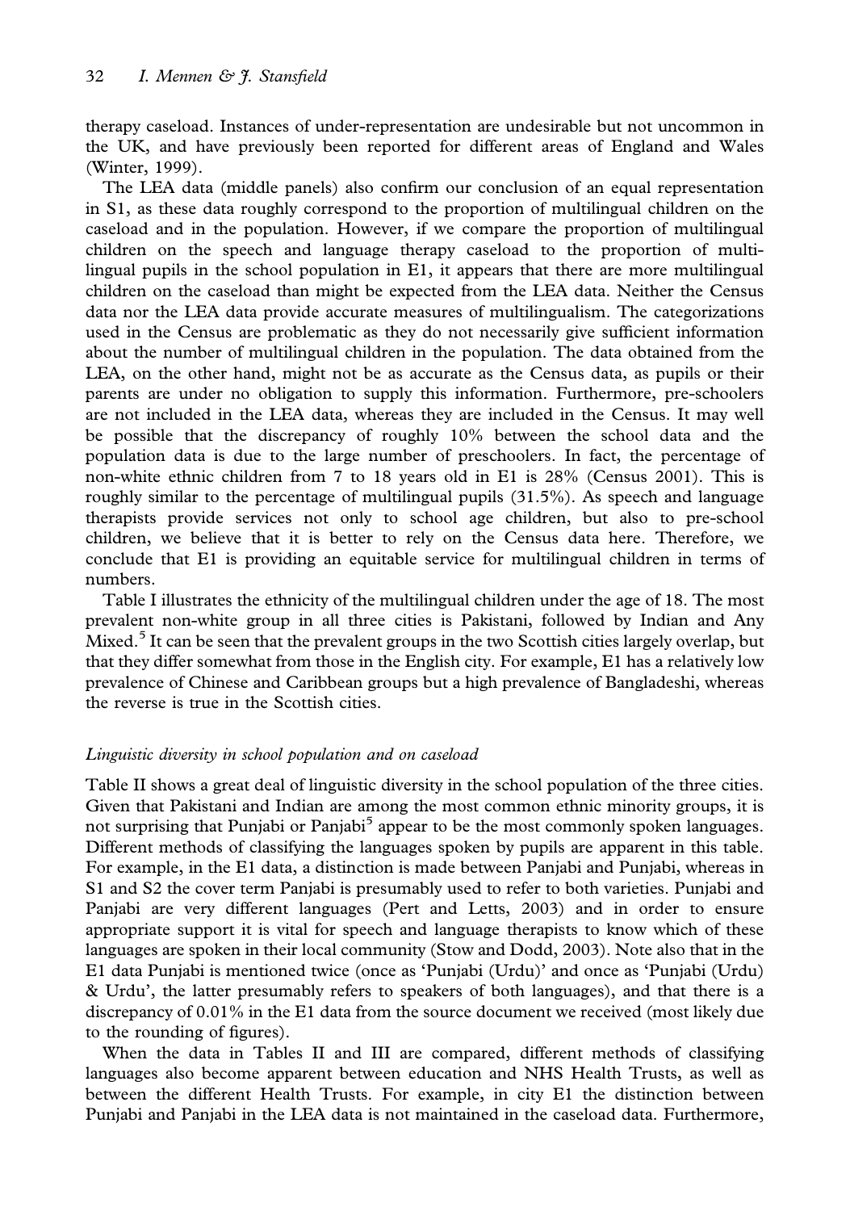therapy caseload. Instances of under-representation are undesirable but not uncommon in the UK, and have previously been reported for different areas of England and Wales (Winter, 1999).

The LEA data (middle panels) also confirm our conclusion of an equal representation in S1, as these data roughly correspond to the proportion of multilingual children on the caseload and in the population. However, if we compare the proportion of multilingual children on the speech and language therapy caseload to the proportion of multilingual pupils in the school population in E1, it appears that there are more multilingual children on the caseload than might be expected from the LEA data. Neither the Census data nor the LEA data provide accurate measures of multilingualism. The categorizations used in the Census are problematic as they do not necessarily give sufficient information about the number of multilingual children in the population. The data obtained from the LEA, on the other hand, might not be as accurate as the Census data, as pupils or their parents are under no obligation to supply this information. Furthermore, pre-schoolers are not included in the LEA data, whereas they are included in the Census. It may well be possible that the discrepancy of roughly 10% between the school data and the population data is due to the large number of preschoolers. In fact, the percentage of non-white ethnic children from 7 to 18 years old in E1 is 28% (Census 2001). This is roughly similar to the percentage of multilingual pupils (31.5%). As speech and language therapists provide services not only to school age children, but also to pre-school children, we believe that it is better to rely on the Census data here. Therefore, we conclude that E1 is providing an equitable service for multilingual children in terms of numbers.

Table I illustrates the ethnicity of the multilingual children under the age of 18. The most prevalent non-white group in all three cities is Pakistani, followed by Indian and Any Mixed.[5] It can be seen that the prevalent groups in the two Scottish cities largely overlap, but that they differ somewhat from those in the English city. For example, E1 has a relatively low prevalence of Chinese and Caribbean groups but a high prevalence of Bangladeshi, whereas the reverse is true in the Scottish cities.

### *Linguistic diversity in school population and on caseload*

Table II shows a great deal of linguistic diversity in the school population of the three cities. Given that Pakistani and Indian are among the most common ethnic minority groups, it is not surprising that Punjabi or Panjabi[5] appear to be the most commonly spoken languages. Different methods of classifying the languages spoken by pupils are apparent in this table. For example, in the E1 data, a distinction is made between Panjabi and Punjabi, whereas in S1 and S2 the cover term Panjabi is presumably used to refer to both varieties. Punjabi and Panjabi are very different languages (Pert and Letts, 2003) and in order to ensure appropriate support it is vital for speech and language therapists to know which of these languages are spoken in their local community (Stow and Dodd, 2003). Note also that in the E1 data Punjabi is mentioned twice (once as 'Punjabi (Urdu)' and once as 'Punjabi (Urdu) & Urdu', the latter presumably refers to speakers of both languages), and that there is a discrepancy of 0.01% in the E1 data from the source document we received (most likely due to the rounding of figures).

When the data in Tables II and III are compared, different methods of classifying languages also become apparent between education and NHS Health Trusts, as well as between the different Health Trusts. For example, in city E1 the distinction between Punjabi and Panjabi in the LEA data is not maintained in the caseload data. Furthermore,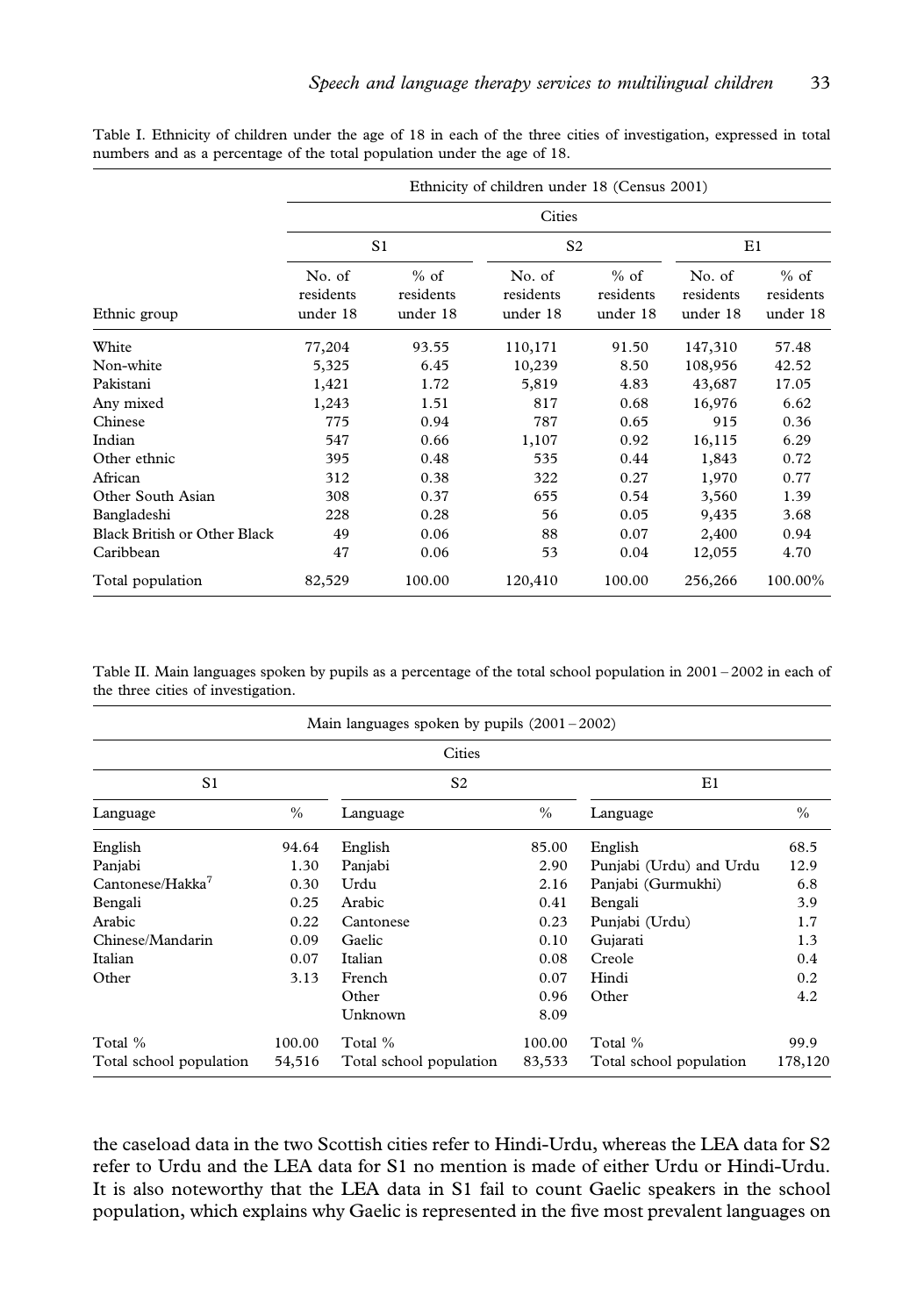Table I. Ethnicity of children under the age of 18 in each of the three cities of investigation, expressed in total numbers and as a percentage of the total population under the age of 18.

| | Ethnicity of children under 18 (Census 2001) | | | | | |
|---|---|---|---|---|---|---|
| | Cities | | | | | |
| | S1 | | S2 | | E1 | |
| Ethnic group | No. of residents under 18 | % of residents under 18 | No. of residents under 18 | % of residents under 18 | No. of residents under 18 | % of residents under 18 |
| White | 77,204 | 93.55 | 110,171 | 91.50 | 147,310 | 57.48 |
| Non-white | 5,325 | 6.45 | 10,239 | 8.50 | 108,956 | 42.52 |
| Pakistani | 1,421 | 1.72 | 5,819 | 4.83 | 43,687 | 17.05 |
| Any mixed | 1,243 | 1.51 | 817 | 0.68 | 16,976 | 6.62 |
| Chinese | 775 | 0.94 | 787 | 0.65 | 915 | 0.36 |
| Indian | 547 | 0.66 | 1,107 | 0.92 | 16,115 | 6.29 |
| Other ethnic | 395 | 0.48 | 535 | 0.44 | 1,843 | 0.72 |
| African | 312 | 0.38 | 322 | 0.27 | 1,970 | 0.77 |
| Other South Asian | 308 | 0.37 | 655 | 0.54 | 3,560 | 1.39 |
| Bangladeshi | 228 | 0.28 | 56 | 0.05 | 9,435 | 3.68 |
| Black British or Other Black | 49 | 0.06 | 88 | 0.07 | 2,400 | 0.94 |
| Caribbean | 47 | 0.06 | 53 | 0.04 | 12,055 | 4.70 |
| Total population | 82,529 | 100.00 | 120,410 | 100.00 | 256,266 | 100.00% |

Table II. Main languages spoken by pupils as a percentage of the total school population in 2001 – 2002 in each of the three cities of investigation.

| Main languages spoken by pupils (2001 – 2002) | | | | | |
|---|---|---|---|---|---|
| Cities | | | | | |
| S1 | | S2 | | E1 | |
| Language | % | Language | % | Language | % |
| English | 94.64 | English | 85.00 | English | 68.5 |
| Panjabi | 1.30 | Panjabi | 2.90 | Punjabi (Urdu) and Urdu | 12.9 |
| Cantonese/Hakka[7] | 0.30 | Urdu | 2.16 | Panjabi (Gurmukhi) | 6.8 |
| Bengali | 0.25 | Arabic | 0.41 | Bengali | 3.9 |
| Arabic | 0.22 | Cantonese | 0.23 | Punjabi (Urdu) | 1.7 |
| Chinese/Mandarin | 0.09 | Gaelic | 0.10 | Gujarati | 1.3 |
| Italian | 0.07 | Italian | 0.08 | Creole | 0.4 |
| Other | 3.13 | French | 0.07 | Hindi | 0.2 |
| | | Other | 0.96 | Other | 4.2 |
| | | Unknown | 8.09 | | |
| Total % | 100.00 | Total % | 100.00 | Total % | 99.9 |
| Total school population | 54,516 | Total school population | 83,533 | Total school population | 178,120 |

the caseload data in the two Scottish cities refer to Hindi-Urdu, whereas the LEA data for S2 refer to Urdu and the LEA data for S1 no mention is made of either Urdu or Hindi-Urdu. It is also noteworthy that the LEA data in S1 fail to count Gaelic speakers in the school population, which explains why Gaelic is represented in the five most prevalent languages on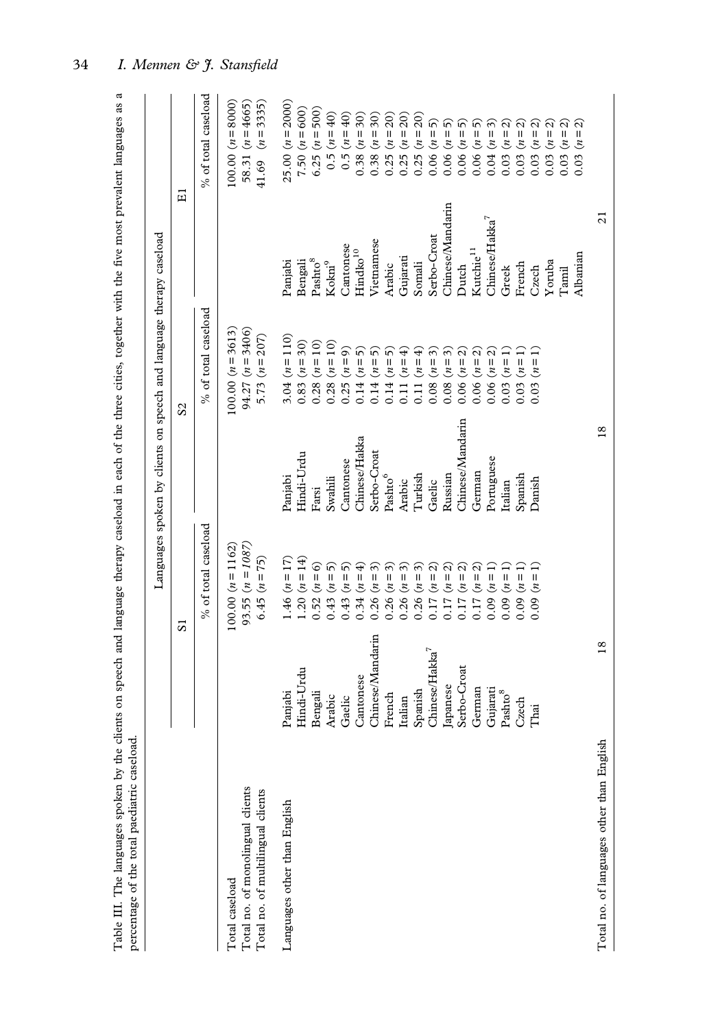Table III. The languages spoken by the clients on speech and language therapy caseload in each of the three cities, together with the five most prevalent languages as a percentage of the total paediatric caseload.

| | Languages spoken by clients on speech and language therapy caseload | | | | | |
|---|---|---|---|---|---|---|
| | S1 | | S2 | | E1 | |
| | | % of total caseload | | % of total caseload | | % of total caseload |
| Total caseload | | 100.00 ($n$ = 1162) | | 100.00 ($n$ = 3613) | | 100.00 ($n$ = 8000) |
| Total no. of monolingual clients | | 93.55 ($n$ = *1087*) | | 94.27 ($n$ = 3406) | | 58.31 ($n$ = 4665) |
| Total no. of multilingual clients | | 6.45 ($n$ = 75) | | 5.73 ($n$ = 207) | | 41.69 ($n$ = 3335) |
| Languages other than English | Panjabi | 1.46 ($n$ = 17) | Panjabi | 3.04 ($n$ = 110) | Panjabi | 25.00 ($n$ = 2000) |
| | Hindi-Urdu | 1.20 ($n$ = 14) | Hindi-Urdu | 0.83 ($n$ = 30) | Bengali | 7.50 ($n$ = 600) |
| | Bengali | 0.52 ($n$ = 6) | Farsi | 0.28 ($n$ = 10) | Pashto[8] | 6.25 ($n$ = 500) |
| | Arabic | 0.43 ($n$ = 5) | Swahili | 0.28 ($n$ = 10) | Kokni[9] | 0.5 ($n$ = 40) |
| | Gaelic | 0.43 ($n$ = 5) | Cantonese | 0.25 ($n$ = 9) | Cantonese | 0.5 ($n$ = 40) |
| | Cantonese | 0.34 ($n$ = 4) | Chinese/Hakka | 0.14 ($n$ = 5) | Hindko[10] | 0.38 ($n$ = 30) |
| | Chinese/Mandarin | 0.26 ($n$ = 3) | Serbo-Croat | 0.14 ($n$ = 5) | Vietnamese | 0.38 ($n$ = 30) |
| | French | 0.26 ($n$ = 3) | Pashto[6] | 0.14 ($n$ = 5) | Arabic | 0.25 ($n$ = 20) |
| | Italian | 0.26 ($n$ = 3) | Arabic | 0.11 ($n$ = 4) | Gujarati | 0.25 ($n$ = 20) |
| | Spanish | 0.26 ($n$ = 3) | Turkish | 0.11 ($n$ = 4) | Somali | 0.25 ($n$ = 20) |
| | Chinese/Hakka[7] | 0.17 ($n$ = 2) | Gaelic | 0.08 ($n$ = 3) | Serbo-Croat | 0.06 ($n$ = 5) |
| | Japanese | 0.17 ($n$ = 2) | Russian | 0.08 ($n$ = 3) | Chinese/Mandarin | 0.06 ($n$ = 5) |
| | Serbo-Croat | 0.17 ($n$ = 2) | Chinese/Mandarin | 0.06 ($n$ = 2) | Dutch | 0.06 ($n$ = 5) |
| | German | 0.17 ($n$ = 2) | German | 0.06 ($n$ = 2) | Kutchie[11] | 0.06 ($n$ = 5) |
| | Gujarati | 0.09 ($n$ = 1) | Portuguese | 0.06 ($n$ = 2) | Chinese/Hakka[7] | 0.04 ($n$ = 3) |
| | Pashto[8] | 0.09 ($n$ = 1) | Italian | 0.03 ($n$ = 1) | Greek | 0.03 ($n$ = 2) |
| | Czech | 0.09 ($n$ = 1) | Spanish | 0.03 ($n$ = 1) | French | 0.03 ($n$ = 2) |
| | Thai | 0.09 ($n$ = 1) | Danish | 0.03 ($n$ = 1) | Czech | 0.03 ($n$ = 2) |
| | | | | | Yoruba | 0.03 ($n$ = 2) |
| | | | | | Tamil | 0.03 ($n$ = 2) |
| | | | | | Albanian | 0.03 ($n$ = 2) |
| Total no. of languages other than English | 18 | | 18 | | 21 | |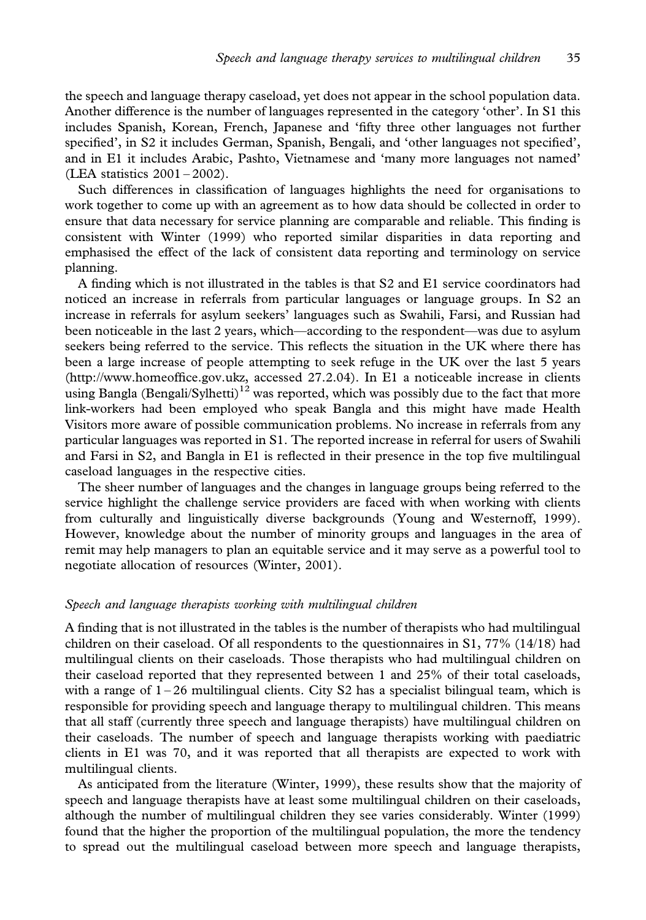the speech and language therapy caseload, yet does not appear in the school population data. Another difference is the number of languages represented in the category 'other'. In S1 this includes Spanish, Korean, French, Japanese and 'fifty three other languages not further specified', in S2 it includes German, Spanish, Bengali, and 'other languages not specified', and in E1 it includes Arabic, Pashto, Vietnamese and 'many more languages not named' (LEA statistics 2001 – 2002).

Such differences in classification of languages highlights the need for organisations to work together to come up with an agreement as to how data should be collected in order to ensure that data necessary for service planning are comparable and reliable. This finding is consistent with Winter (1999) who reported similar disparities in data reporting and emphasised the effect of the lack of consistent data reporting and terminology on service planning.

A finding which is not illustrated in the tables is that S2 and E1 service coordinators had noticed an increase in referrals from particular languages or language groups. In S2 an increase in referrals for asylum seekers' languages such as Swahili, Farsi, and Russian had been noticeable in the last 2 years, which—according to the respondent—was due to asylum seekers being referred to the service. This reflects the situation in the UK where there has been a large increase of people attempting to seek refuge in the UK over the last 5 years (http://www.homeoffice.gov.ukz, accessed 27.2.04). In E1 a noticeable increase in clients using Bangla (Bengali/Sylhetti)[12] was reported, which was possibly due to the fact that more link-workers had been employed who speak Bangla and this might have made Health Visitors more aware of possible communication problems. No increase in referrals from any particular languages was reported in S1. The reported increase in referral for users of Swahili and Farsi in S2, and Bangla in E1 is reflected in their presence in the top five multilingual caseload languages in the respective cities.

The sheer number of languages and the changes in language groups being referred to the service highlight the challenge service providers are faced with when working with clients from culturally and linguistically diverse backgrounds (Young and Westernoff, 1999). However, knowledge about the number of minority groups and languages in the area of remit may help managers to plan an equitable service and it may serve as a powerful tool to negotiate allocation of resources (Winter, 2001).

*Speech and language therapists working with multilingual children*

A finding that is not illustrated in the tables is the number of therapists who had multilingual children on their caseload. Of all respondents to the questionnaires in S1, 77% (14/18) had multilingual clients on their caseloads. Those therapists who had multilingual children on their caseload reported that they represented between 1 and 25% of their total caseloads, with a range of 1 – 26 multilingual clients. City S2 has a specialist bilingual team, which is responsible for providing speech and language therapy to multilingual children. This means that all staff (currently three speech and language therapists) have multilingual children on their caseloads. The number of speech and language therapists working with paediatric clients in E1 was 70, and it was reported that all therapists are expected to work with multilingual clients.

As anticipated from the literature (Winter, 1999), these results show that the majority of speech and language therapists have at least some multilingual children on their caseloads, although the number of multilingual children they see varies considerably. Winter (1999) found that the higher the proportion of the multilingual population, the more the tendency to spread out the multilingual caseload between more speech and language therapists,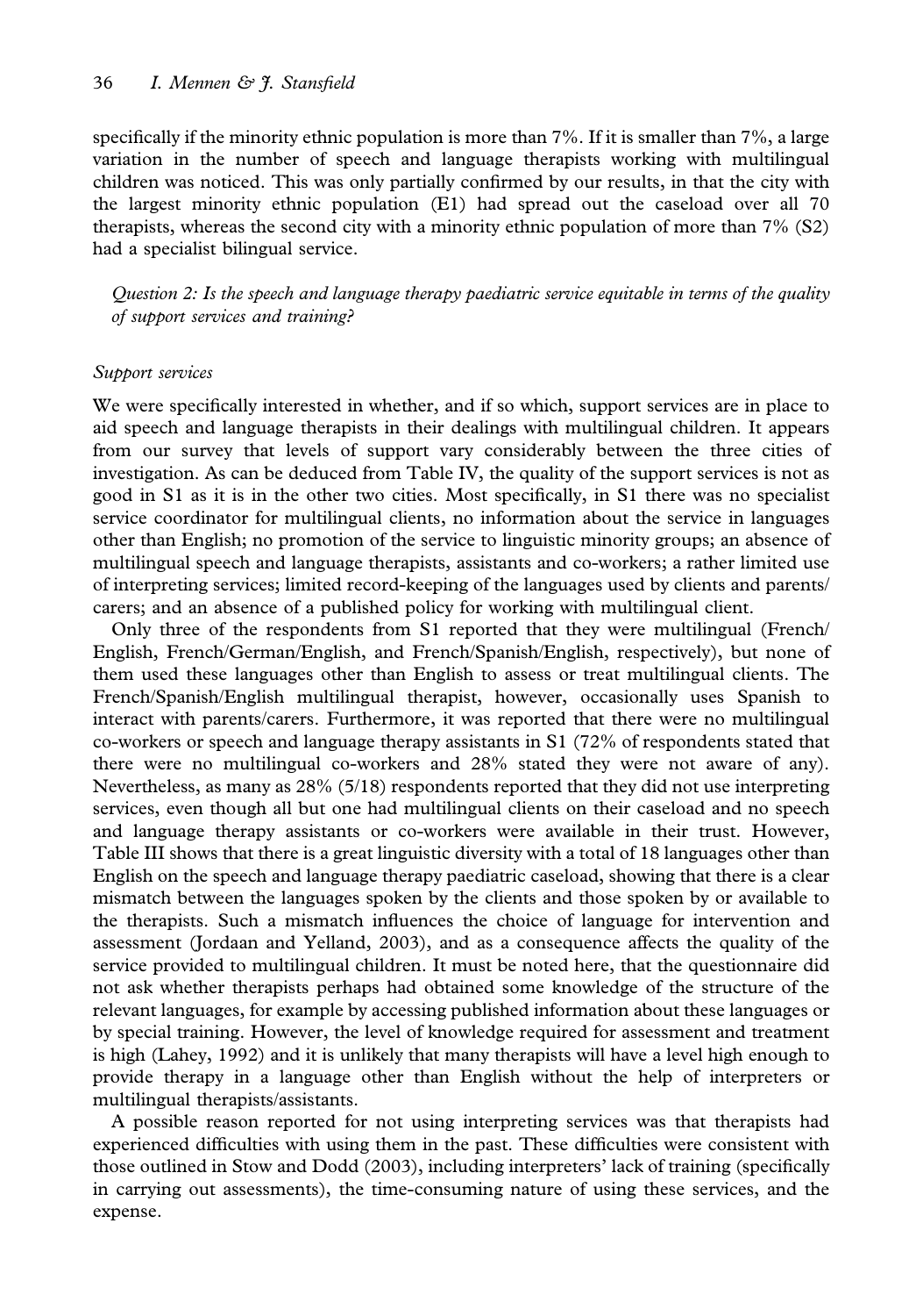specifically if the minority ethnic population is more than 7%. If it is smaller than 7%, a large variation in the number of speech and language therapists working with multilingual children was noticed. This was only partially confirmed by our results, in that the city with the largest minority ethnic population (E1) had spread out the caseload over all 70 therapists, whereas the second city with a minority ethnic population of more than 7% (S2) had a specialist bilingual service.

*Question 2: Is the speech and language therapy paediatric service equitable in terms of the quality of support services and training?*

### *Support services*

We were specifically interested in whether, and if so which, support services are in place to aid speech and language therapists in their dealings with multilingual children. It appears from our survey that levels of support vary considerably between the three cities of investigation. As can be deduced from Table IV, the quality of the support services is not as good in S1 as it is in the other two cities. Most specifically, in S1 there was no specialist service coordinator for multilingual clients, no information about the service in languages other than English; no promotion of the service to linguistic minority groups; an absence of multilingual speech and language therapists, assistants and co-workers; a rather limited use of interpreting services; limited record-keeping of the languages used by clients and parents/carers; and an absence of a published policy for working with multilingual client.

Only three of the respondents from S1 reported that they were multilingual (French/English, French/German/English, and French/Spanish/English, respectively), but none of them used these languages other than English to assess or treat multilingual clients. The French/Spanish/English multilingual therapist, however, occasionally uses Spanish to interact with parents/carers. Furthermore, it was reported that there were no multilingual co-workers or speech and language therapy assistants in S1 (72% of respondents stated that there were no multilingual co-workers and 28% stated they were not aware of any). Nevertheless, as many as 28% (5/18) respondents reported that they did not use interpreting services, even though all but one had multilingual clients on their caseload and no speech and language therapy assistants or co-workers were available in their trust. However, Table III shows that there is a great linguistic diversity with a total of 18 languages other than English on the speech and language therapy paediatric caseload, showing that there is a clear mismatch between the languages spoken by the clients and those spoken by or available to the therapists. Such a mismatch influences the choice of language for intervention and assessment (Jordaan and Yelland, 2003), and as a consequence affects the quality of the service provided to multilingual children. It must be noted here, that the questionnaire did not ask whether therapists perhaps had obtained some knowledge of the structure of the relevant languages, for example by accessing published information about these languages or by special training. However, the level of knowledge required for assessment and treatment is high (Lahey, 1992) and it is unlikely that many therapists will have a level high enough to provide therapy in a language other than English without the help of interpreters or multilingual therapists/assistants.

A possible reason reported for not using interpreting services was that therapists had experienced difficulties with using them in the past. These difficulties were consistent with those outlined in Stow and Dodd (2003), including interpreters' lack of training (specifically in carrying out assessments), the time-consuming nature of using these services, and the expense.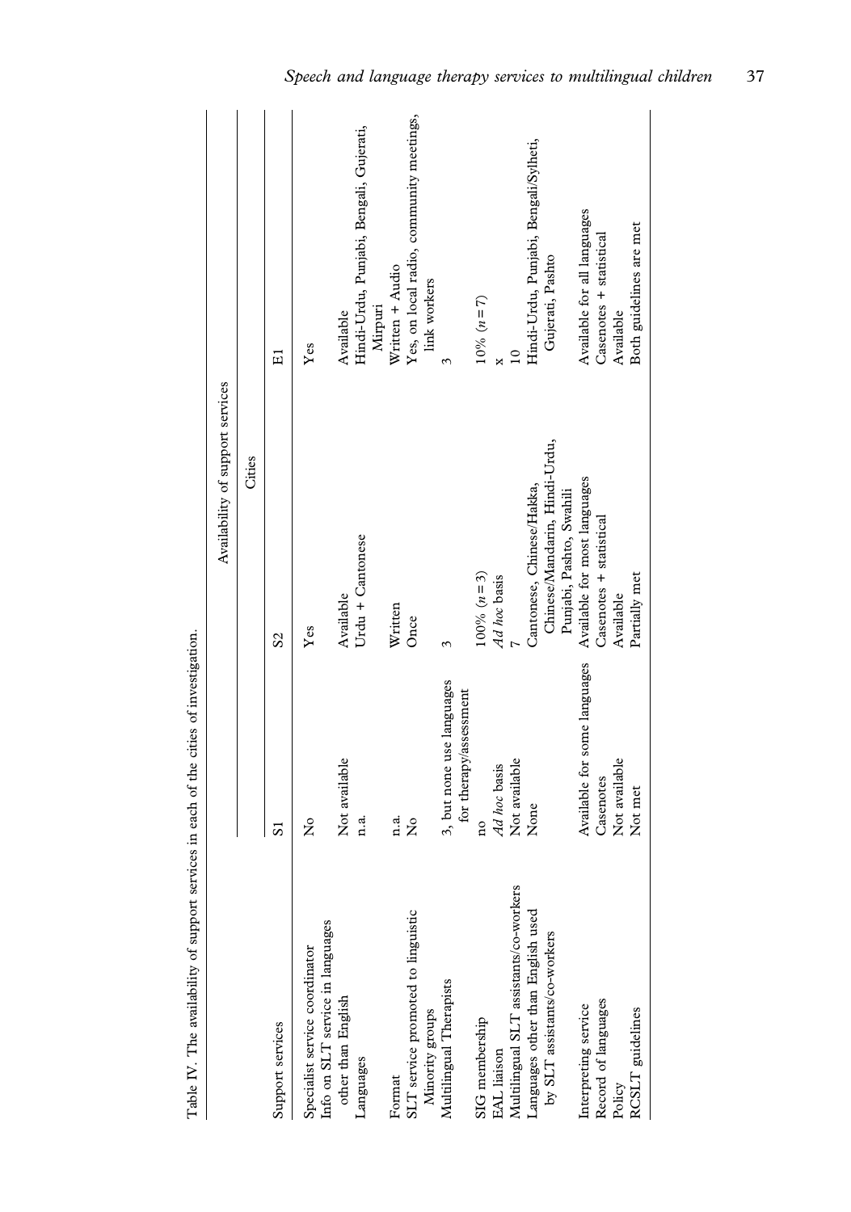Table IV. The availability of support services in each of the cities of investigation.

| Support services | Availability of support services | | |
|---|---|---|---|
| | Cities | | |
| | S1 | S2 | E1 |
| Specialist service coordinator | No | Yes | Yes |
| Info on SLT service in languages other than English | Not available | Available | Available |
| Languages | n.a. | Urdu + Cantonese | Hindi-Urdu, Punjabi, Bengali, Gujerati, Mirpuri |
| Format | n.a. | Written | Written + Audio |
| SLT service promoted to linguistic Minority groups | No | Once | Yes, on local radio, community meetings, link workers |
| Multilingual Therapists | 3, but none use languages for therapy/assessment | 3 | 3 |
| SIG membership | no | 100% ($n = 3$) | 10% ($n = 7$) |
| EAL liaison | *Ad hoc* basis | *Ad hoc* basis | x |
| Multilingual SLT assistants/co-workers | Not available | 7 | 10 |
| Languages other than English used by SLT assistants/co-workers | None | Cantonese, Chinese/Hakka, Chinese/Mandarin, Hindi-Urdu, Punjabi, Pashto, Swahili | Hindi-Urdu, Punjabi, Bengali/Sylheti, Gujerati, Pashto |
| Interpreting service | Available for some languages | Available for most languages | Available for all languages |
| Record of languages | Casenotes | Casenotes + statistical | Casenotes + statistical |
| Policy | Not available | Available | Available |
| RCSLT guidelines | Not met | Partially met | Both guidelines are met |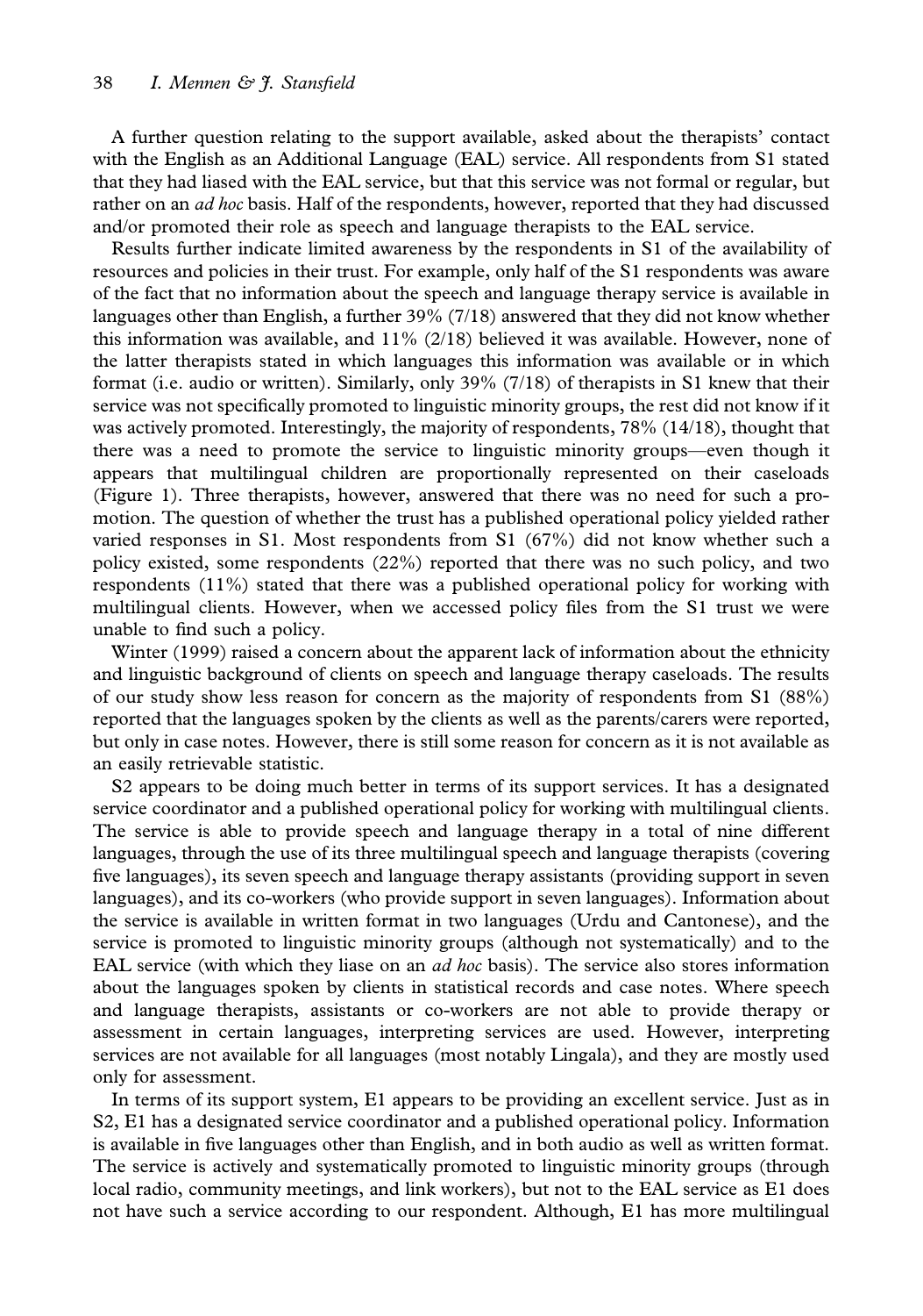A further question relating to the support available, asked about the therapists' contact with the English as an Additional Language (EAL) service. All respondents from S1 stated that they had liased with the EAL service, but that this service was not formal or regular, but rather on an *ad hoc* basis. Half of the respondents, however, reported that they had discussed and/or promoted their role as speech and language therapists to the EAL service.

Results further indicate limited awareness by the respondents in S1 of the availability of resources and policies in their trust. For example, only half of the S1 respondents was aware of the fact that no information about the speech and language therapy service is available in languages other than English, a further 39% (7/18) answered that they did not know whether this information was available, and 11% (2/18) believed it was available. However, none of the latter therapists stated in which languages this information was available or in which format (i.e. audio or written). Similarly, only 39% (7/18) of therapists in S1 knew that their service was not specifically promoted to linguistic minority groups, the rest did not know if it was actively promoted. Interestingly, the majority of respondents, 78% (14/18), thought that there was a need to promote the service to linguistic minority groups—even though it appears that multilingual children are proportionally represented on their caseloads (Figure 1). Three therapists, however, answered that there was no need for such a promotion. The question of whether the trust has a published operational policy yielded rather varied responses in S1. Most respondents from S1 (67%) did not know whether such a policy existed, some respondents (22%) reported that there was no such policy, and two respondents (11%) stated that there was a published operational policy for working with multilingual clients. However, when we accessed policy files from the S1 trust we were unable to find such a policy.

Winter (1999) raised a concern about the apparent lack of information about the ethnicity and linguistic background of clients on speech and language therapy caseloads. The results of our study show less reason for concern as the majority of respondents from S1 (88%) reported that the languages spoken by the clients as well as the parents/carers were reported, but only in case notes. However, there is still some reason for concern as it is not available as an easily retrievable statistic.

S2 appears to be doing much better in terms of its support services. It has a designated service coordinator and a published operational policy for working with multilingual clients. The service is able to provide speech and language therapy in a total of nine different languages, through the use of its three multilingual speech and language therapists (covering five languages), its seven speech and language therapy assistants (providing support in seven languages), and its co-workers (who provide support in seven languages). Information about the service is available in written format in two languages (Urdu and Cantonese), and the service is promoted to linguistic minority groups (although not systematically) and to the EAL service (with which they liase on an *ad hoc* basis). The service also stores information about the languages spoken by clients in statistical records and case notes. Where speech and language therapists, assistants or co-workers are not able to provide therapy or assessment in certain languages, interpreting services are used. However, interpreting services are not available for all languages (most notably Lingala), and they are mostly used only for assessment.

In terms of its support system, E1 appears to be providing an excellent service. Just as in S2, E1 has a designated service coordinator and a published operational policy. Information is available in five languages other than English, and in both audio as well as written format. The service is actively and systematically promoted to linguistic minority groups (through local radio, community meetings, and link workers), but not to the EAL service as E1 does not have such a service according to our respondent. Although, E1 has more multilingual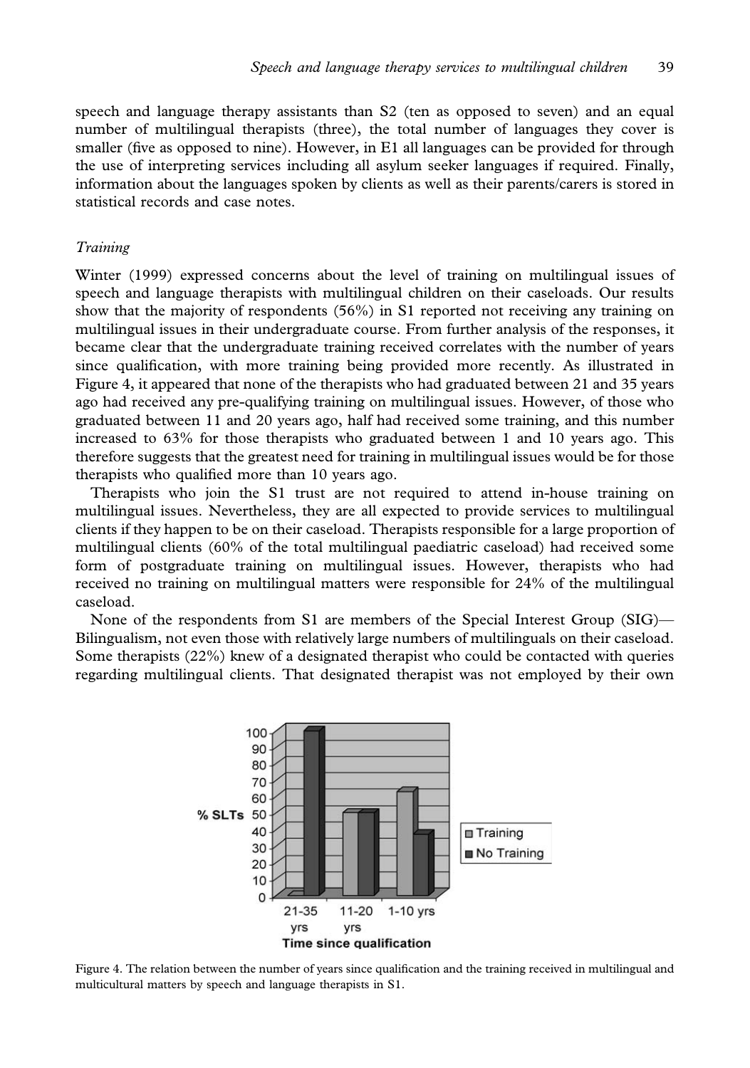speech and language therapy assistants than S2 (ten as opposed to seven) and an equal number of multilingual therapists (three), the total number of languages they cover is smaller (five as opposed to nine). However, in E1 all languages can be provided for through the use of interpreting services including all asylum seeker languages if required. Finally, information about the languages spoken by clients as well as their parents/carers is stored in statistical records and case notes.

### *Training*

Winter (1999) expressed concerns about the level of training on multilingual issues of speech and language therapists with multilingual children on their caseloads. Our results show that the majority of respondents (56%) in S1 reported not receiving any training on multilingual issues in their undergraduate course. From further analysis of the responses, it became clear that the undergraduate training received correlates with the number of years since qualification, with more training being provided more recently. As illustrated in Figure 4, it appeared that none of the therapists who had graduated between 21 and 35 years ago had received any pre-qualifying training on multilingual issues. However, of those who graduated between 11 and 20 years ago, half had received some training, and this number increased to 63% for those therapists who graduated between 1 and 10 years ago. This therefore suggests that the greatest need for training in multilingual issues would be for those therapists who qualified more than 10 years ago.

Therapists who join the S1 trust are not required to attend in-house training on multilingual issues. Nevertheless, they are all expected to provide services to multilingual clients if they happen to be on their caseload. Therapists responsible for a large proportion of multilingual clients (60% of the total multilingual paediatric caseload) had received some form of postgraduate training on multilingual issues. However, therapists who had received no training on multilingual matters were responsible for 24% of the multilingual caseload.

None of the respondents from S1 are members of the Special Interest Group (SIG)—Bilingualism, not even those with relatively large numbers of multilinguals on their caseload. Some therapists (22%) knew of a designated therapist who could be contacted with queries regarding multilingual clients. That designated therapist was not employed by their own

Figure 4. The relation between the number of years since qualification and the training received in multilingual and multicultural matters by speech and language therapists in S1.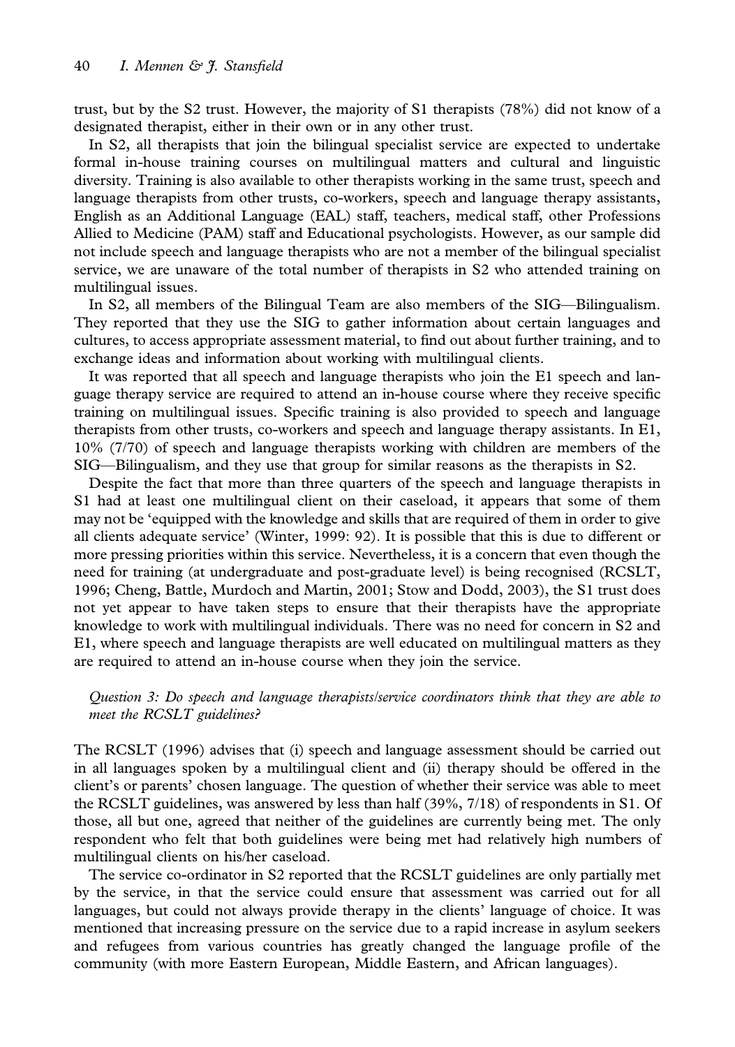trust, but by the S2 trust. However, the majority of S1 therapists (78%) did not know of a designated therapist, either in their own or in any other trust.

In S2, all therapists that join the bilingual specialist service are expected to undertake formal in-house training courses on multilingual matters and cultural and linguistic diversity. Training is also available to other therapists working in the same trust, speech and language therapists from other trusts, co-workers, speech and language therapy assistants, English as an Additional Language (EAL) staff, teachers, medical staff, other Professions Allied to Medicine (PAM) staff and Educational psychologists. However, as our sample did not include speech and language therapists who are not a member of the bilingual specialist service, we are unaware of the total number of therapists in S2 who attended training on multilingual issues.

In S2, all members of the Bilingual Team are also members of the SIG—Bilingualism. They reported that they use the SIG to gather information about certain languages and cultures, to access appropriate assessment material, to find out about further training, and to exchange ideas and information about working with multilingual clients.

It was reported that all speech and language therapists who join the E1 speech and language therapy service are required to attend an in-house course where they receive specific training on multilingual issues. Specific training is also provided to speech and language therapists from other trusts, co-workers and speech and language therapy assistants. In E1, 10% (7/70) of speech and language therapists working with children are members of the SIG—Bilingualism, and they use that group for similar reasons as the therapists in S2.

Despite the fact that more than three quarters of the speech and language therapists in S1 had at least one multilingual client on their caseload, it appears that some of them may not be 'equipped with the knowledge and skills that are required of them in order to give all clients adequate service' (Winter, 1999: 92). It is possible that this is due to different or more pressing priorities within this service. Nevertheless, it is a concern that even though the need for training (at undergraduate and post-graduate level) is being recognised (RCSLT, 1996; Cheng, Battle, Murdoch and Martin, 2001; Stow and Dodd, 2003), the S1 trust does not yet appear to have taken steps to ensure that their therapists have the appropriate knowledge to work with multilingual individuals. There was no need for concern in S2 and E1, where speech and language therapists are well educated on multilingual matters as they are required to attend an in-house course when they join the service.

*Question 3: Do speech and language therapists/service coordinators think that they are able to meet the RCSLT guidelines?*

The RCSLT (1996) advises that (i) speech and language assessment should be carried out in all languages spoken by a multilingual client and (ii) therapy should be offered in the client's or parents' chosen language. The question of whether their service was able to meet the RCSLT guidelines, was answered by less than half (39%, 7/18) of respondents in S1. Of those, all but one, agreed that neither of the guidelines are currently being met. The only respondent who felt that both guidelines were being met had relatively high numbers of multilingual clients on his/her caseload.

The service co-ordinator in S2 reported that the RCSLT guidelines are only partially met by the service, in that the service could ensure that assessment was carried out for all languages, but could not always provide therapy in the clients' language of choice. It was mentioned that increasing pressure on the service due to a rapid increase in asylum seekers and refugees from various countries has greatly changed the language profile of the community (with more Eastern European, Middle Eastern, and African languages).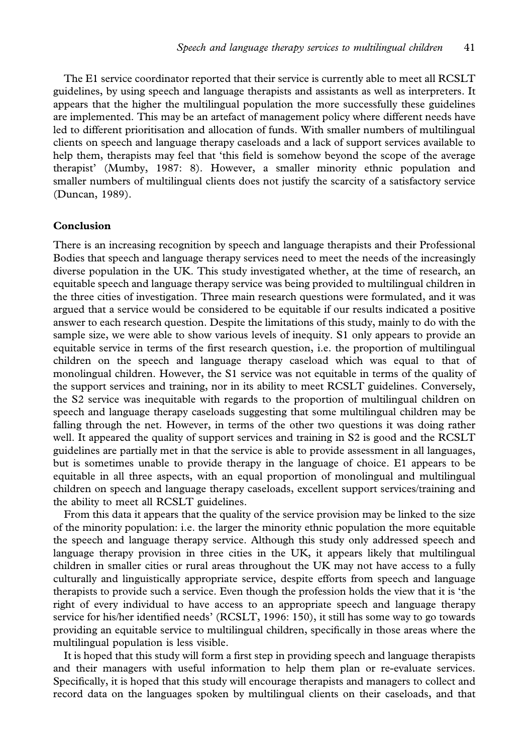The E1 service coordinator reported that their service is currently able to meet all RCSLT guidelines, by using speech and language therapists and assistants as well as interpreters. It appears that the higher the multilingual population the more successfully these guidelines are implemented. This may be an artefact of management policy where different needs have led to different prioritisation and allocation of funds. With smaller numbers of multilingual clients on speech and language therapy caseloads and a lack of support services available to help them, therapists may feel that 'this field is somehow beyond the scope of the average therapist' (Mumby, 1987: 8). However, a smaller minority ethnic population and smaller numbers of multilingual clients does not justify the scarcity of a satisfactory service (Duncan, 1989).

## Conclusion

There is an increasing recognition by speech and language therapists and their Professional Bodies that speech and language therapy services need to meet the needs of the increasingly diverse population in the UK. This study investigated whether, at the time of research, an equitable speech and language therapy service was being provided to multilingual children in the three cities of investigation. Three main research questions were formulated, and it was argued that a service would be considered to be equitable if our results indicated a positive answer to each research question. Despite the limitations of this study, mainly to do with the sample size, we were able to show various levels of inequity. S1 only appears to provide an equitable service in terms of the first research question, i.e. the proportion of multilingual children on the speech and language therapy caseload which was equal to that of monolingual children. However, the S1 service was not equitable in terms of the quality of the support services and training, nor in its ability to meet RCSLT guidelines. Conversely, the S2 service was inequitable with regards to the proportion of multilingual children on speech and language therapy caseloads suggesting that some multilingual children may be falling through the net. However, in terms of the other two questions it was doing rather well. It appeared the quality of support services and training in S2 is good and the RCSLT guidelines are partially met in that the service is able to provide assessment in all languages, but is sometimes unable to provide therapy in the language of choice. E1 appears to be equitable in all three aspects, with an equal proportion of monolingual and multilingual children on speech and language therapy caseloads, excellent support services/training and the ability to meet all RCSLT guidelines.

From this data it appears that the quality of the service provision may be linked to the size of the minority population: i.e. the larger the minority ethnic population the more equitable the speech and language therapy service. Although this study only addressed speech and language therapy provision in three cities in the UK, it appears likely that multilingual children in smaller cities or rural areas throughout the UK may not have access to a fully culturally and linguistically appropriate service, despite efforts from speech and language therapists to provide such a service. Even though the profession holds the view that it is 'the right of every individual to have access to an appropriate speech and language therapy service for his/her identified needs' (RCSLT, 1996: 150), it still has some way to go towards providing an equitable service to multilingual children, specifically in those areas where the multilingual population is less visible.

It is hoped that this study will form a first step in providing speech and language therapists and their managers with useful information to help them plan or re-evaluate services. Specifically, it is hoped that this study will encourage therapists and managers to collect and record data on the languages spoken by multilingual clients on their caseloads, and that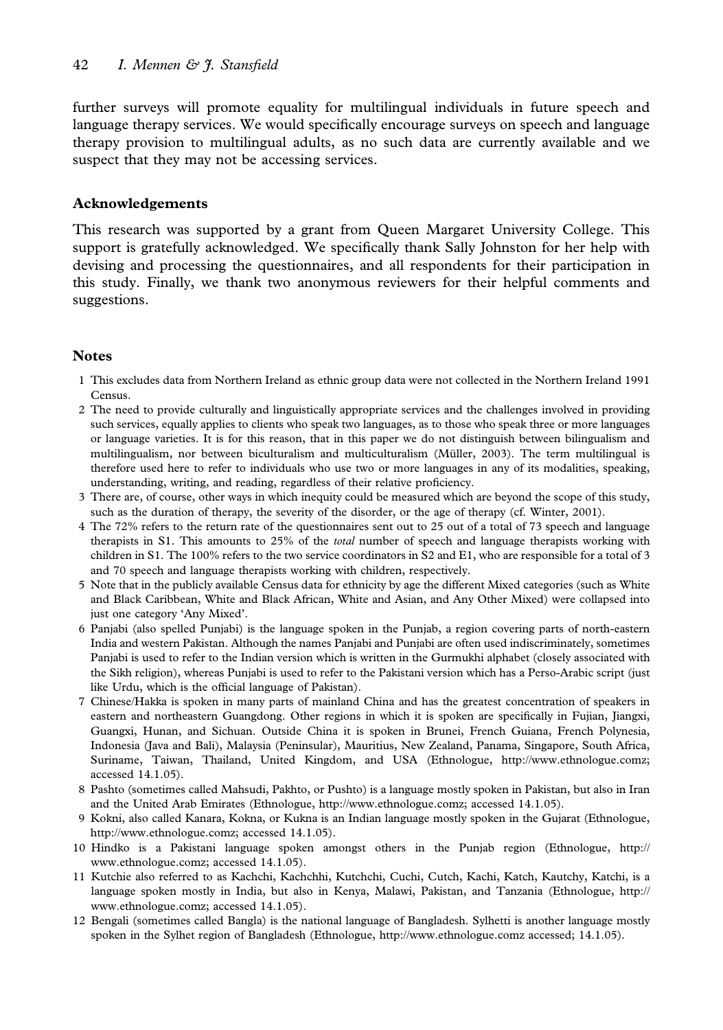further surveys will promote equality for multilingual individuals in future speech and language therapy services. We would specifically encourage surveys on speech and language therapy provision to multilingual adults, as no such data are currently available and we suspect that they may not be accessing services.

## Acknowledgements

This research was supported by a grant from Queen Margaret University College. This support is gratefully acknowledged. We specifically thank Sally Johnston for her help with devising and processing the questionnaires, and all respondents for their participation in this study. Finally, we thank two anonymous reviewers for their helpful comments and suggestions.

## Notes

1. This excludes data from Northern Ireland as ethnic group data were not collected in the Northern Ireland 1991 Census.
2. The need to provide culturally and linguistically appropriate services and the challenges involved in providing such services, equally applies to clients who speak two languages, as to those who speak three or more languages or language varieties. It is for this reason, that in this paper we do not distinguish between bilingualism and multilingualism, nor between biculturalism and multiculturalism (Müller, 2003). The term multilingual is therefore used here to refer to individuals who use two or more languages in any of its modalities, speaking, understanding, writing, and reading, regardless of their relative proficiency.
3. There are, of course, other ways in which inequity could be measured which are beyond the scope of this study, such as the duration of therapy, the severity of the disorder, or the age of therapy (cf. Winter, 2001).
4. The 72% refers to the return rate of the questionnaires sent out to 25 out of a total of 73 speech and language therapists in S1. This amounts to 25% of the *total* number of speech and language therapists working with children in S1. The 100% refers to the two service coordinators in S2 and E1, who are responsible for a total of 3 and 70 speech and language therapists working with children, respectively.
5. Note that in the publicly available Census data for ethnicity by age the different Mixed categories (such as White and Black Caribbean, White and Black African, White and Asian, and Any Other Mixed) were collapsed into just one category 'Any Mixed'.
6. Panjabi (also spelled Punjabi) is the language spoken in the Punjab, a region covering parts of north-eastern India and western Pakistan. Although the names Panjabi and Punjabi are often used indiscriminately, sometimes Panjabi is used to refer to the Indian version which is written in the Gurmukhi alphabet (closely associated with the Sikh religion), whereas Punjabi is used to refer to the Pakistani version which has a Perso-Arabic script (just like Urdu, which is the official language of Pakistan).
7. Chinese/Hakka is spoken in many parts of mainland China and has the greatest concentration of speakers in eastern and northeastern Guangdong. Other regions in which it is spoken are specifically in Fujian, Jiangxi, Guangxi, Hunan, and Sichuan. Outside China it is spoken in Brunei, French Guiana, French Polynesia, Indonesia (Java and Bali), Malaysia (Peninsular), Mauritius, New Zealand, Panama, Singapore, South Africa, Suriname, Taiwan, Thailand, United Kingdom, and USA (Ethnologue, http://www.ethnologue.comz; accessed 14.1.05).
8. Pashto (sometimes called Mahsudi, Pakhto, or Pushto) is a language mostly spoken in Pakistan, but also in Iran and the United Arab Emirates (Ethnologue, http://www.ethnologue.comz; accessed 14.1.05).
9. Kokni, also called Kanara, Kokna, or Kukna is an Indian language mostly spoken in the Gujarat (Ethnologue, http://www.ethnologue.comz; accessed 14.1.05).
10. Hindko is a Pakistani language spoken amongst others in the Punjab region (Ethnologue, http://www.ethnologue.comz; accessed 14.1.05).
11. Kutchie also referred to as Kachchi, Kachchhi, Kutchchi, Cuchi, Cutch, Kachi, Katch, Kautchy, Katchi, is a language spoken mostly in India, but also in Kenya, Malawi, Pakistan, and Tanzania (Ethnologue, http://www.ethnologue.comz; accessed 14.1.05).
12. Bengali (sometimes called Bangla) is the national language of Bangladesh. Sylhetti is another language mostly spoken in the Sylhet region of Bangladesh (Ethnologue, http://www.ethnologue.comz accessed; 14.1.05).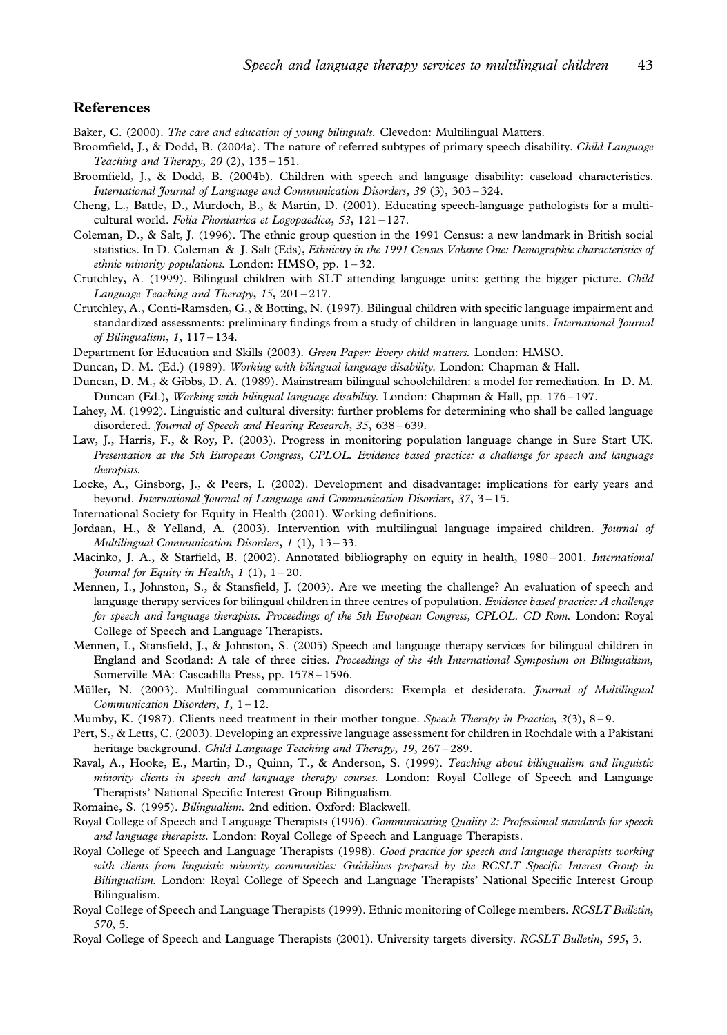## References

Baker, C. (2000). *The care and education of young bilinguals.* Clevedon: Multilingual Matters.

Broomfield, J., & Dodd, B. (2004a). The nature of referred subtypes of primary speech disability. *Child Language Teaching and Therapy*, *20* (2), 135 – 151.

Broomfield, J., & Dodd, B. (2004b). Children with speech and language disability: caseload characteristics. *International Journal of Language and Communication Disorders*, *39* (3), 303 – 324.

Cheng, L., Battle, D., Murdoch, B., & Martin, D. (2001). Educating speech-language pathologists for a multicultural world. *Folia Phoniatrica et Logopaedica*, *53*, 121 – 127.

Coleman, D., & Salt, J. (1996). The ethnic group question in the 1991 Census: a new landmark in British social statistics. In D. Coleman & J. Salt (Eds), *Ethnicity in the 1991 Census Volume One: Demographic characteristics of ethnic minority populations.* London: HMSO, pp. 1 – 32.

Crutchley, A. (1999). Bilingual children with SLT attending language units: getting the bigger picture. *Child Language Teaching and Therapy*, *15*, 201 – 217.

Crutchley, A., Conti-Ramsden, G., & Botting, N. (1997). Bilingual children with specific language impairment and standardized assessments: preliminary findings from a study of children in language units. *International Journal of Bilingualism*, *1*, 117 – 134.

Department for Education and Skills (2003). *Green Paper: Every child matters.* London: HMSO.

Duncan, D. M. (Ed.) (1989). *Working with bilingual language disability.* London: Chapman & Hall.

Duncan, D. M., & Gibbs, D. A. (1989). Mainstream bilingual schoolchildren: a model for remediation. In D. M. Duncan (Ed.), *Working with bilingual language disability.* London: Chapman & Hall, pp. 176 – 197.

Lahey, M. (1992). Linguistic and cultural diversity: further problems for determining who shall be called language disordered. *Journal of Speech and Hearing Research*, *35*, 638 – 639.

Law, J., Harris, F., & Roy, P. (2003). Progress in monitoring population language change in Sure Start UK. *Presentation at the 5th European Congress, CPLOL. Evidence based practice: a challenge for speech and language therapists.*

Locke, A., Ginsborg, J., & Peers, I. (2002). Development and disadvantage: implications for early years and beyond. *International Journal of Language and Communication Disorders*, *37*, 3 – 15.

International Society for Equity in Health (2001). Working definitions.

Jordaan, H., & Yelland, A. (2003). Intervention with multilingual language impaired children. *Journal of Multilingual Communication Disorders*, *1* (1), 13 – 33.

Macinko, J. A., & Starfield, B. (2002). Annotated bibliography on equity in health, 1980 – 2001. *International Journal for Equity in Health*, *1* (1), 1 – 20.

Mennen, I., Johnston, S., & Stansfield, J. (2003). Are we meeting the challenge? An evaluation of speech and language therapy services for bilingual children in three centres of population. *Evidence based practice: A challenge for speech and language therapists. Proceedings of the 5th European Congress, CPLOL. CD Rom.* London: Royal College of Speech and Language Therapists.

Mennen, I., Stansfield, J., & Johnston, S. (2005) Speech and language therapy services for bilingual children in England and Scotland: A tale of three cities. *Proceedings of the 4th International Symposium on Bilingualism,* Somerville MA: Cascadilla Press, pp. 1578 – 1596.

Müller, N. (2003). Multilingual communication disorders: Exempla et desiderata. *Journal of Multilingual Communication Disorders*, *1*, 1 – 12.

Mumby, K. (1987). Clients need treatment in their mother tongue. *Speech Therapy in Practice*, *3*(3), 8 – 9.

Pert, S., & Letts, C. (2003). Developing an expressive language assessment for children in Rochdale with a Pakistani heritage background. *Child Language Teaching and Therapy*, *19*, 267 – 289.

Raval, A., Hooke, E., Martin, D., Quinn, T., & Anderson, S. (1999). *Teaching about bilingualism and linguistic minority clients in speech and language therapy courses.* London: Royal College of Speech and Language Therapists' National Specific Interest Group Bilingualism.

Romaine, S. (1995). *Bilingualism.* 2nd edition. Oxford: Blackwell.

Royal College of Speech and Language Therapists (1996). *Communicating Quality 2: Professional standards for speech and language therapists.* London: Royal College of Speech and Language Therapists.

Royal College of Speech and Language Therapists (1998). *Good practice for speech and language therapists working with clients from linguistic minority communities: Guidelines prepared by the RCSLT Specific Interest Group in Bilingualism.* London: Royal College of Speech and Language Therapists' National Specific Interest Group Bilingualism.

Royal College of Speech and Language Therapists (1999). Ethnic monitoring of College members. *RCSLT Bulletin*, *570*, 5.

Royal College of Speech and Language Therapists (2001). University targets diversity. *RCSLT Bulletin*, *595*, 3.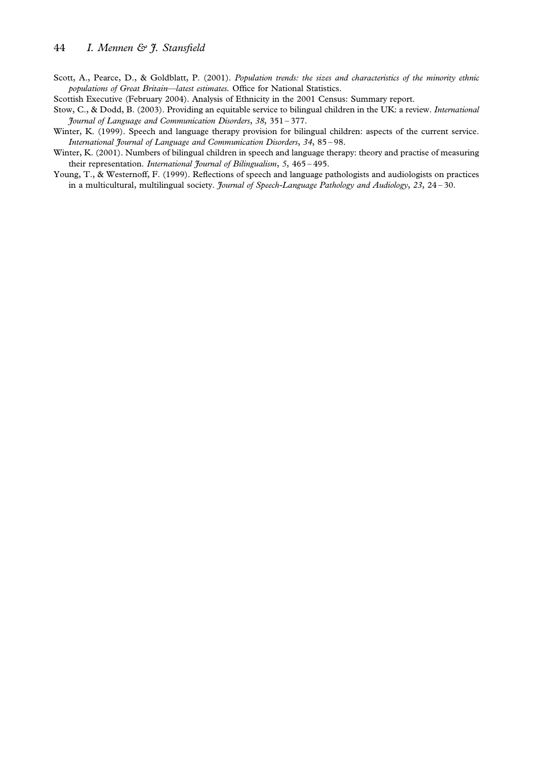Scott, A., Pearce, D., & Goldblatt, P. (2001). *Population trends: the sizes and characteristics of the minority ethnic populations of Great Britain—latest estimates.* Office for National Statistics.

Scottish Executive (February 2004). Analysis of Ethnicity in the 2001 Census: Summary report.

Stow, C., & Dodd, B. (2003). Providing an equitable service to bilingual children in the UK: a review. *International Journal of Language and Communication Disorders*, *38*, 351 – 377.

Winter, K. (1999). Speech and language therapy provision for bilingual children: aspects of the current service. *International Journal of Language and Communication Disorders*, *34*, 85 – 98.

Winter, K. (2001). Numbers of bilingual children in speech and language therapy: theory and practise of measuring their representation. *International Journal of Bilingualism*, *5*, 465 – 495.

Young, T., & Westernoff, F. (1999). Reflections of speech and language pathologists and audiologists on practices in a multicultural, multilingual society. *Journal of Speech-Language Pathology and Audiology*, *23*, 24 – 30.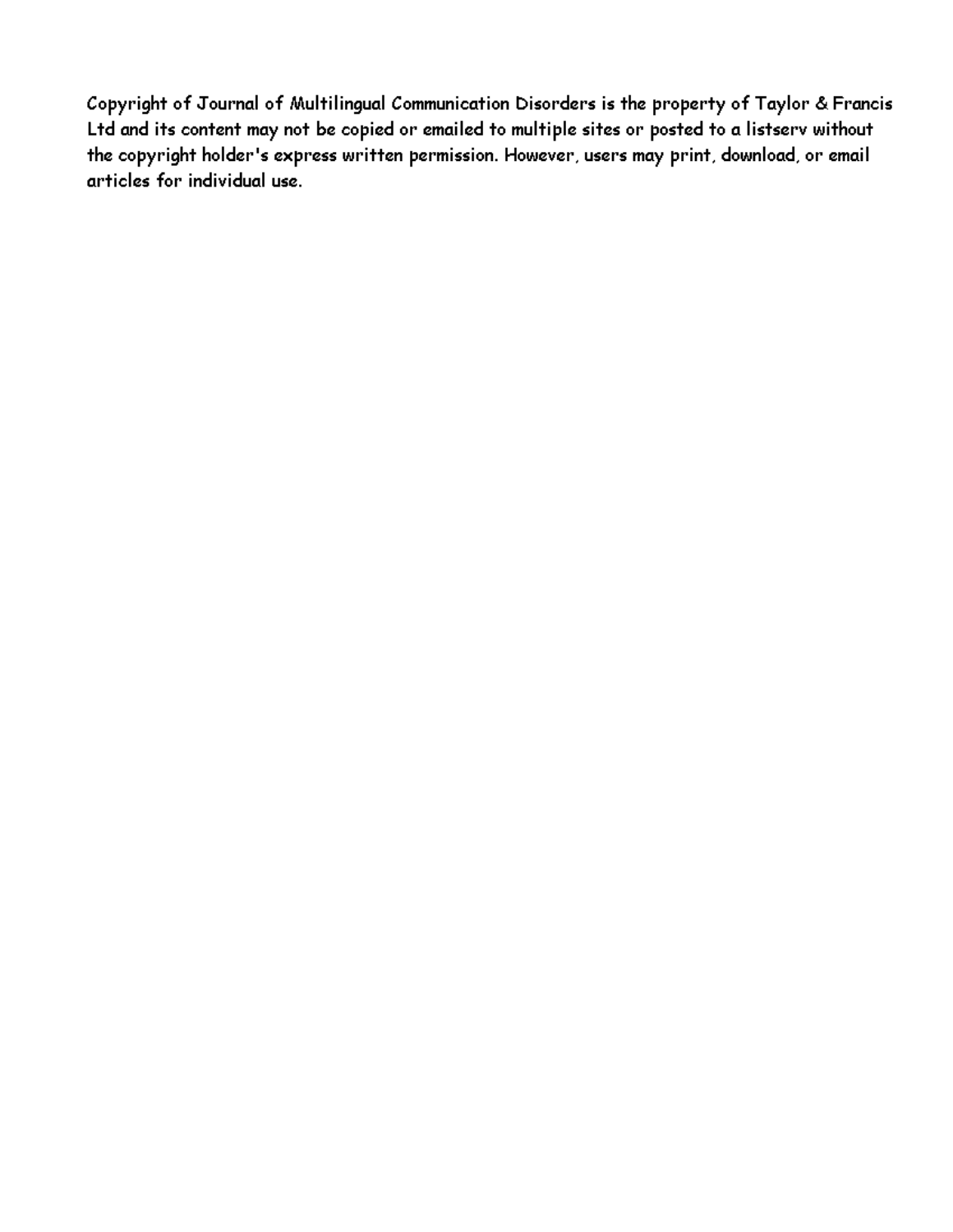Copyright of Journal of Multilingual Communication Disorders is the property of Taylor & Francis Ltd and its content may not be copied or emailed to multiple sites or posted to a listserv without the copyright holder's express written permission. However, users may print, download, or email articles for individual use.